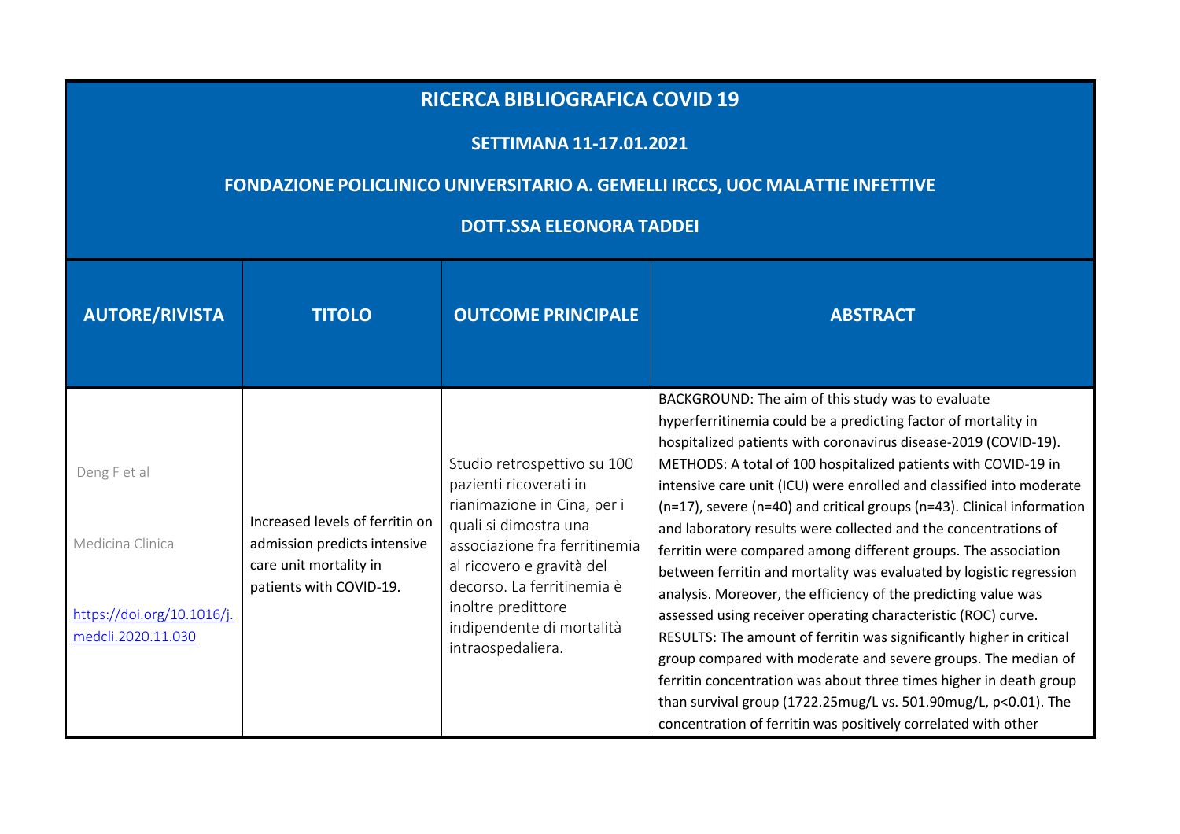# RICERCA BIBLIOGRAFICA COVID 19

## SETTIMANA 11-17.01.2021

## FONDAZIONE POLICLINICO UNIVERSITARIO A. GEMELLI IRCCS, UOC MALATTIE INFETTIVE

## DOTT.SSA ELEONORA TADDEI

| AUTORE/RIVISTA | TITOLO | OUTCOME PRINCIPALE | ABSTRACT |
| --- | --- | --- | --- |
| Deng F et al<br><br>Medicina Clinica<br><br>https://doi.org/10.1016/j.medcli.2020.11.030 | Increased levels of ferritin on admission predicts intensive care unit mortality in patients with COVID-19. | Studio retrospettivo su 100 pazienti ricoverati in rianimazione in Cina, per i quali si dimostra una associazione fra ferritinemia al ricovero e gravità del decorso. La ferritinemia è inoltre predittore indipendente di mortalità intraospedaliera. | BACKGROUND: The aim of this study was to evaluate hyperferritinemia could be a predicting factor of mortality in hospitalized patients with coronavirus disease-2019 (COVID-19). METHODS: A total of 100 hospitalized patients with COVID-19 in intensive care unit (ICU) were enrolled and classified into moderate (n=17), severe (n=40) and critical groups (n=43). Clinical information and laboratory results were collected and the concentrations of ferritin were compared among different groups. The association between ferritin and mortality was evaluated by logistic regression analysis. Moreover, the efficiency of the predicting value was assessed using receiver operating characteristic (ROC) curve. RESULTS: The amount of ferritin was significantly higher in critical group compared with moderate and severe groups. The median of ferritin concentration was about three times higher in death group than survival group (1722.25mug/L vs. 501.90mug/L, $p<0.01$). The concentration of ferritin was positively correlated with other |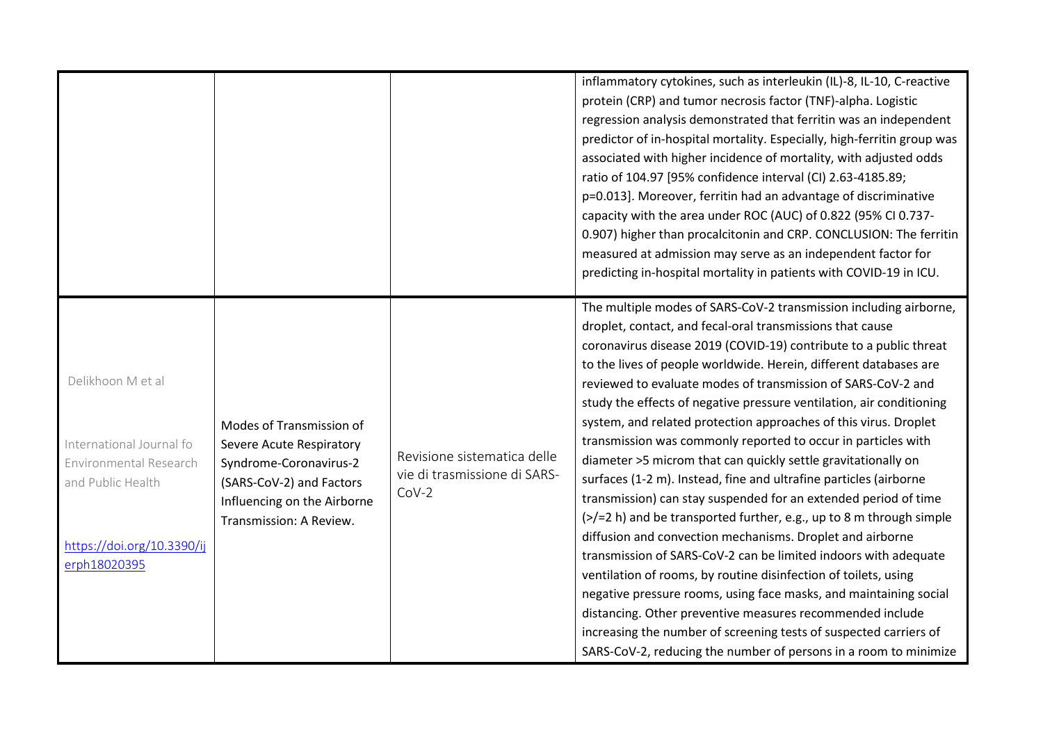| | | | |
|---|---|---|---|
| | | | inflammatory cytokines, such as interleukin (IL)-8, IL-10, C-reactive protein (CRP) and tumor necrosis factor (TNF)-alpha. Logistic regression analysis demonstrated that ferritin was an independent predictor of in-hospital mortality. Especially, high-ferritin group was associated with higher incidence of mortality, with adjusted odds ratio of 104.97 [95% confidence interval (CI) 2.63-4185.89; p=0.013]. Moreover, ferritin had an advantage of discriminative capacity with the area under ROC (AUC) of 0.822 (95% CI 0.737-0.907) higher than procalcitonin and CRP. CONCLUSION: The ferritin measured at admission may serve as an independent factor for predicting in-hospital mortality in patients with COVID-19 in ICU. |
| Delikhoon M et al<br><br>International Journal fo Environmental Research and Public Health<br><br>https://doi.org/10.3390/ijerph18020395 | Modes of Transmission of Severe Acute Respiratory Syndrome-Coronavirus-2 (SARS-CoV-2) and Factors Influencing on the Airborne Transmission: A Review. | Revisione sistematica delle vie di trasmissione di SARS-CoV-2 | The multiple modes of SARS-CoV-2 transmission including airborne, droplet, contact, and fecal-oral transmissions that cause coronavirus disease 2019 (COVID-19) contribute to a public threat to the lives of people worldwide. Herein, different databases are reviewed to evaluate modes of transmission of SARS-CoV-2 and study the effects of negative pressure ventilation, air conditioning system, and related protection approaches of this virus. Droplet transmission was commonly reported to occur in particles with diameter >5 microm that can quickly settle gravitationally on surfaces (1-2 m). Instead, fine and ultrafine particles (airborne transmission) can stay suspended for an extended period of time (>/=2 h) and be transported further, e.g., up to 8 m through simple diffusion and convection mechanisms. Droplet and airborne transmission of SARS-CoV-2 can be limited indoors with adequate ventilation of rooms, by routine disinfection of toilets, using negative pressure rooms, using face masks, and maintaining social distancing. Other preventive measures recommended include increasing the number of screening tests of suspected carriers of SARS-CoV-2, reducing the number of persons in a room to minimize |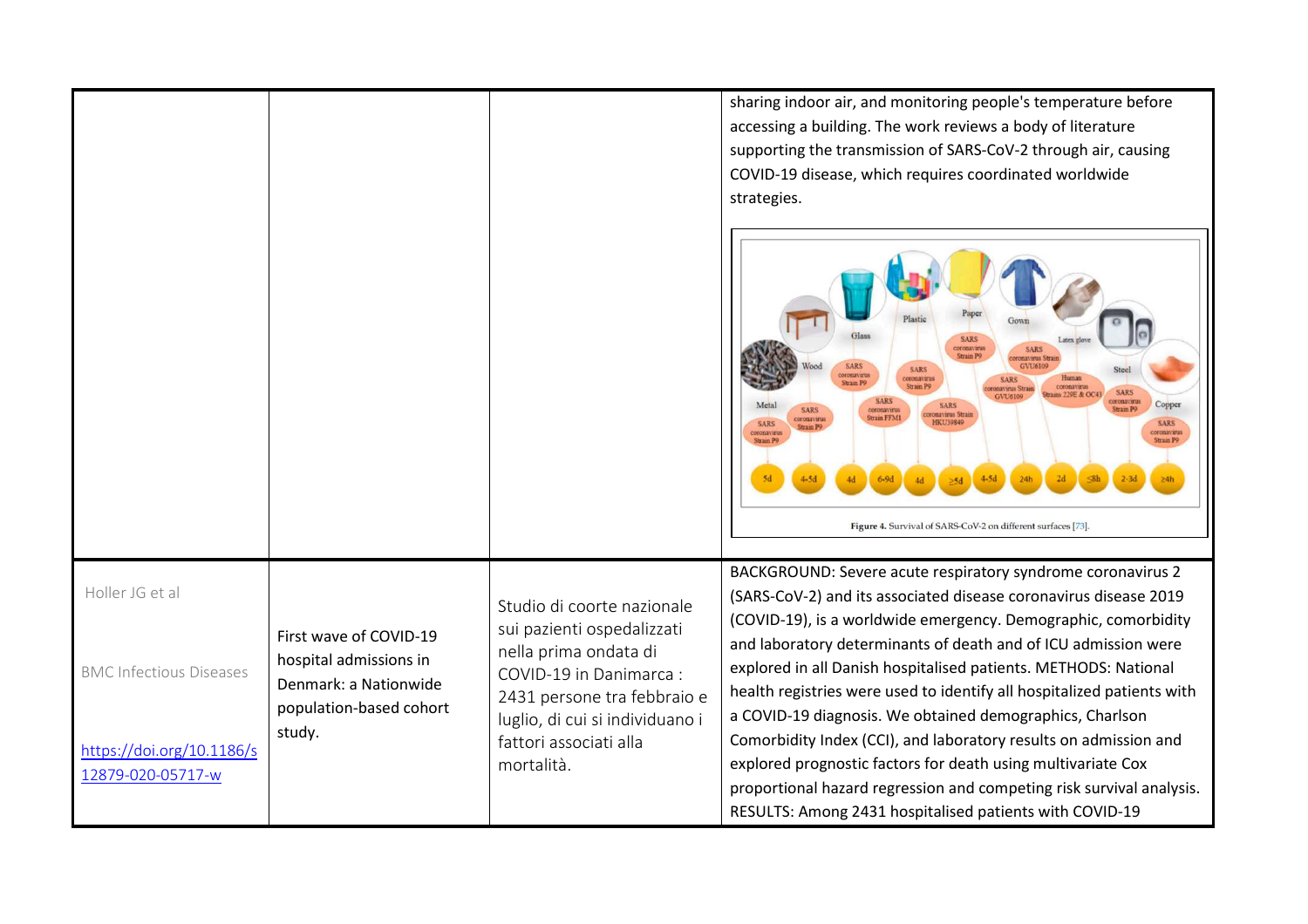| | | | |
|---|---|---|---|
| | | | sharing indoor air, and monitoring people's temperature before accessing a building. The work reviews a body of literature supporting the transmission of SARS-CoV-2 through air, causing COVID-19 disease, which requires coordinated worldwide strategies.<br><br>Figure 4. Survival of SARS-CoV-2 on different surfaces [73]. |
| Holler JG et al<br><br>BMC Infectious Diseases<br><br>https://doi.org/10.1186/s12879-020-05717-w | First wave of COVID-19 hospital admissions in Denmark: a Nationwide population-based cohort study. | Studio di coorte nazionale sui pazienti ospedalizzati nella prima ondata di COVID-19 in Danimarca : 2431 persone tra febbraio e luglio, di cui si individuano i fattori associati alla mortalità. | BACKGROUND: Severe acute respiratory syndrome coronavirus 2 (SARS-CoV-2) and its associated disease coronavirus disease 2019 (COVID-19), is a worldwide emergency. Demographic, comorbidity and laboratory determinants of death and of ICU admission were explored in all Danish hospitalised patients. METHODS: National health registries were used to identify all hospitalized patients with a COVID-19 diagnosis. We obtained demographics, Charlson Comorbidity Index (CCI), and laboratory results on admission and explored prognostic factors for death using multivariate Cox proportional hazard regression and competing risk survival analysis. RESULTS: Among 2431 hospitalised patients with COVID-19 |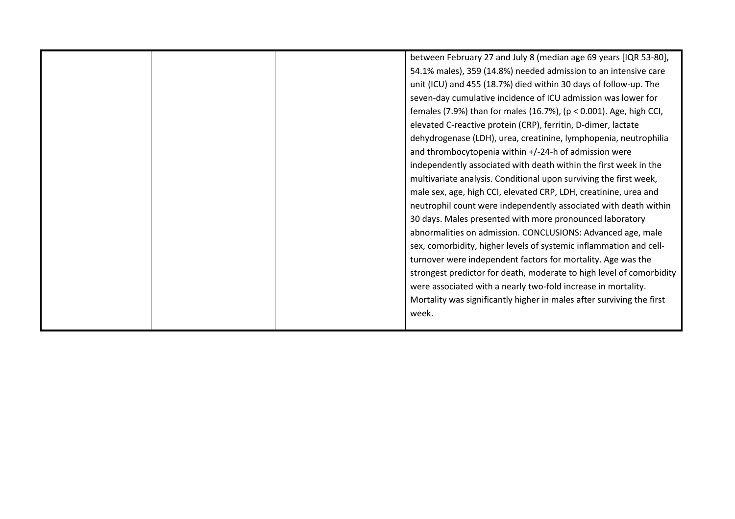| | | | |
|---|---|---|---|
| | | | between February 27 and July 8 (median age 69 years [IQR 53-80], 54.1% males), 359 (14.8%) needed admission to an intensive care unit (ICU) and 455 (18.7%) died within 30 days of follow-up. The seven-day cumulative incidence of ICU admission was lower for females (7.9%) than for males (16.7%), ($p < 0.001$). Age, high CCI, elevated C-reactive protein (CRP), ferritin, D-dimer, lactate dehydrogenase (LDH), urea, creatinine, lymphopenia, neutrophilia and thrombocytopenia within +/-24-h of admission were independently associated with death within the first week in the multivariate analysis. Conditional upon surviving the first week, male sex, age, high CCI, elevated CRP, LDH, creatinine, urea and neutrophil count were independently associated with death within 30 days. Males presented with more pronounced laboratory abnormalities on admission. CONCLUSIONS: Advanced age, male sex, comorbidity, higher levels of systemic inflammation and cell-turnover were independent factors for mortality. Age was the strongest predictor for death, moderate to high level of comorbidity were associated with a nearly two-fold increase in mortality. Mortality was significantly higher in males after surviving the first week. |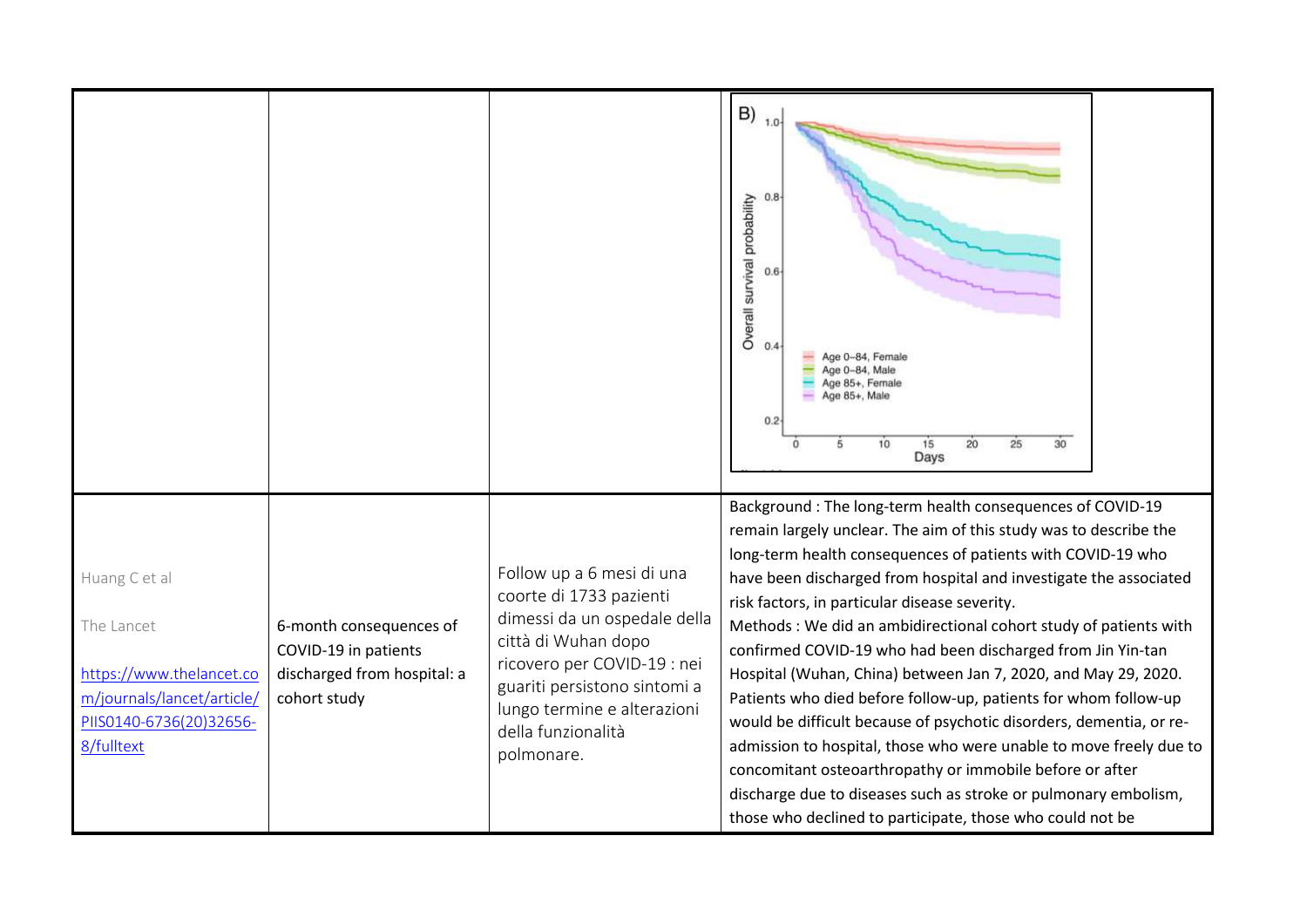| | | | |
|---|---|---|---|
| | | | |
| Huang C et al<br><br>The Lancet<br><br>[https://www.thelancet.com/journals/lancet/article/PIIS0140-6736(20)32656-8/fulltext](https://www.thelancet.com/journals/lancet/article/PIIS0140-6736(20)32656-8/fulltext) | 6-month consequences of COVID-19 in patients discharged from hospital: a cohort study | Follow up a 6 mesi di una coorte di 1733 pazienti dimessi da un ospedale della città di Wuhan dopo ricovero per COVID-19 : nei guariti persistono sintomi a lungo termine e alterazioni della funzionalità polmonare. | Background : The long-term health consequences of COVID-19 remain largely unclear. The aim of this study was to describe the long-term health consequences of patients with COVID-19 who have been discharged from hospital and investigate the associated risk factors, in particular disease severity.<br>Methods : We did an ambidirectional cohort study of patients with confirmed COVID-19 who had been discharged from Jin Yin-tan Hospital (Wuhan, China) between Jan 7, 2020, and May 29, 2020. Patients who died before follow-up, patients for whom follow-up would be difficult because of psychotic disorders, dementia, or re-admission to hospital, those who were unable to move freely due to concomitant osteoarthropathy or immobile before or after discharge due to diseases such as stroke or pulmonary embolism, those who declined to participate, those who could not be |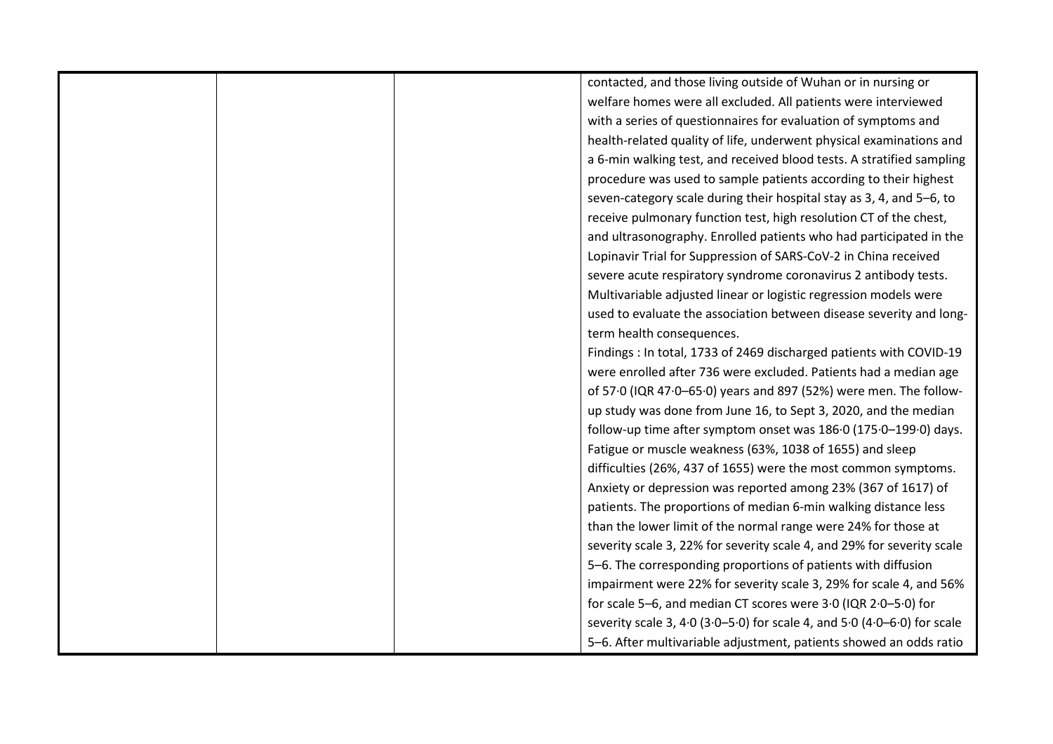| | | | contacted, and those living outside of Wuhan or in nursing or welfare homes were all excluded. All patients were interviewed with a series of questionnaires for evaluation of symptoms and health-related quality of life, underwent physical examinations and a 6-min walking test, and received blood tests. A stratified sampling procedure was used to sample patients according to their highest seven-category scale during their hospital stay as 3, 4, and 5–6, to receive pulmonary function test, high resolution CT of the chest, and ultrasonography. Enrolled patients who had participated in the Lopinavir Trial for Suppression of SARS-CoV-2 in China received severe acute respiratory syndrome coronavirus 2 antibody tests. Multivariable adjusted linear or logistic regression models were used to evaluate the association between disease severity and long-term health consequences.<br>Findings : In total, 1733 of 2469 discharged patients with COVID-19 were enrolled after 736 were excluded. Patients had a median age of 57·0 (IQR 47·0–65·0) years and 897 (52%) were men. The follow-up study was done from June 16, to Sept 3, 2020, and the median follow-up time after symptom onset was 186·0 (175·0–199·0) days. Fatigue or muscle weakness (63%, 1038 of 1655) and sleep difficulties (26%, 437 of 1655) were the most common symptoms. Anxiety or depression was reported among 23% (367 of 1617) of patients. The proportions of median 6-min walking distance less than the lower limit of the normal range were 24% for those at severity scale 3, 22% for severity scale 4, and 29% for severity scale 5–6. The corresponding proportions of patients with diffusion impairment were 22% for severity scale 3, 29% for scale 4, and 56% for scale 5–6, and median CT scores were 3·0 (IQR 2·0–5·0) for severity scale 3, 4·0 (3·0–5·0) for scale 4, and 5·0 (4·0–6·0) for scale 5–6. After multivariable adjustment, patients showed an odds ratio |
|---|---|---|---|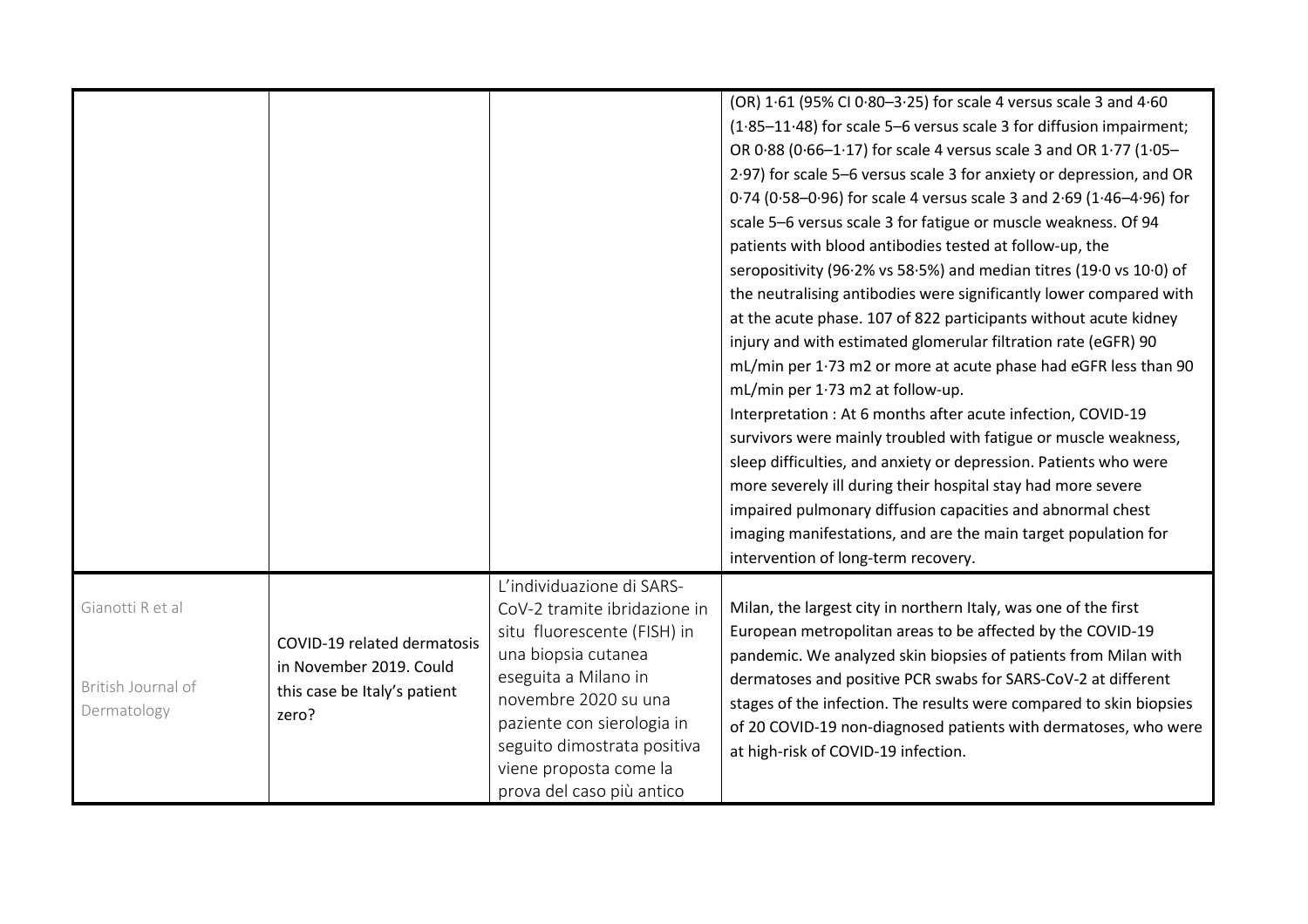| | | | |
|---|---|---|---|
| | | | (OR) 1·61 (95% CI 0·80–3·25) for scale 4 versus scale 3 and 4·60 (1·85–11·48) for scale 5–6 versus scale 3 for diffusion impairment; OR 0·88 (0·66–1·17) for scale 4 versus scale 3 and OR 1·77 (1·05–2·97) for scale 5–6 versus scale 3 for anxiety or depression, and OR 0·74 (0·58–0·96) for scale 4 versus scale 3 and 2·69 (1·46–4·96) for scale 5–6 versus scale 3 for fatigue or muscle weakness. Of 94 patients with blood antibodies tested at follow-up, the seropositivity (96·2% vs 58·5%) and median titres (19·0 vs 10·0) of the neutralising antibodies were significantly lower compared with at the acute phase. 107 of 822 participants without acute kidney injury and with estimated glomerular filtration rate (eGFR) 90 mL/min per 1·73 m2 or more at acute phase had eGFR less than 90 mL/min per 1·73 m2 at follow-up.<br>Interpretation : At 6 months after acute infection, COVID-19 survivors were mainly troubled with fatigue or muscle weakness, sleep difficulties, and anxiety or depression. Patients who were more severely ill during their hospital stay had more severe impaired pulmonary diffusion capacities and abnormal chest imaging manifestations, and are the main target population for intervention of long-term recovery. |
| Gianotti R et al<br><br>British Journal of Dermatology | COVID-19 related dermatosis in November 2019. Could this case be Italy's patient zero? | L'individuazione di SARS-CoV-2 tramite ibridazione in situ fluorescente (FISH) in una biopsia cutanea eseguita a Milano in novembre 2020 su una paziente con sierologia in seguito dimostrata positiva viene proposta come la prova del caso più antico | Milan, the largest city in northern Italy, was one of the first European metropolitan areas to be affected by the COVID-19 pandemic. We analyzed skin biopsies of patients from Milan with dermatoses and positive PCR swabs for SARS-CoV-2 at different stages of the infection. The results were compared to skin biopsies of 20 COVID-19 non-diagnosed patients with dermatoses, who were at high-risk of COVID-19 infection. |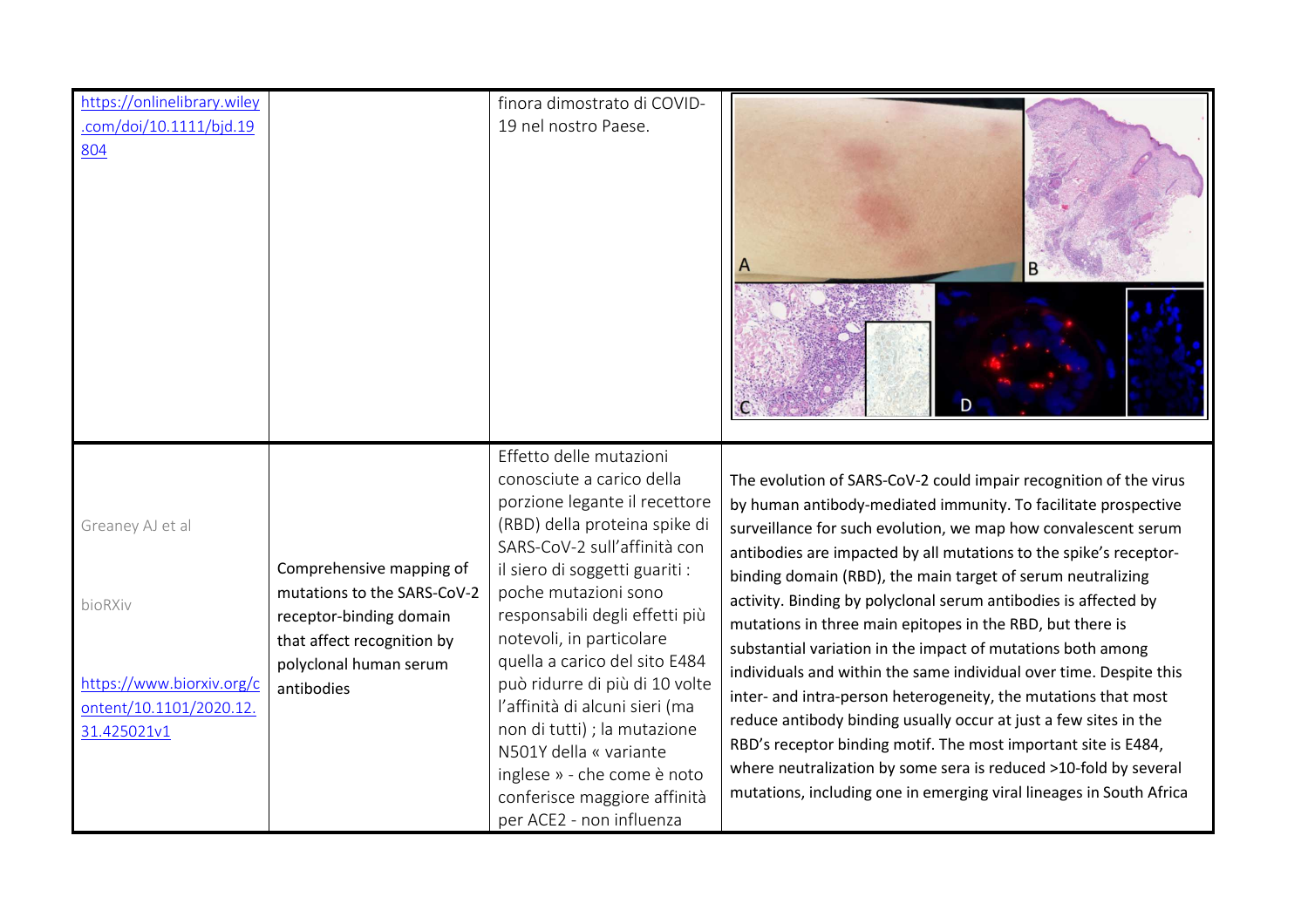| | | | |
|---|---|---|---|
| https://onlinelibrary.wiley.com/doi/10.1111/bjd.19804 | | finora dimostrato di COVID-19 nel nostro Paese. | |
| Greaney AJ et al<br><br>bioRXiv<br><br>https://www.biorxiv.org/content/10.1101/2020.12.31.425021v1 | Comprehensive mapping of mutations to the SARS-CoV-2 receptor-binding domain that affect recognition by polyclonal human serum antibodies | Effetto delle mutazioni conosciute a carico della porzione legante il recettore (RBD) della proteina spike di SARS-CoV-2 sull'affinità con il siero di soggetti guariti : poche mutazioni sono responsabili degli effetti più notevoli, in particolare quella a carico del sito E484 può ridurre di più di 10 volte l'affinità di alcuni sieri (ma non di tutti) ; la mutazione N501Y della « variante inglese » - che come è noto conferisce maggiore affinità per ACE2 - non influenza | The evolution of SARS-CoV-2 could impair recognition of the virus by human antibody-mediated immunity. To facilitate prospective surveillance for such evolution, we map how convalescent serum antibodies are impacted by all mutations to the spike's receptor-binding domain (RBD), the main target of serum neutralizing activity. Binding by polyclonal serum antibodies is affected by mutations in three main epitopes in the RBD, but there is substantial variation in the impact of mutations both among individuals and within the same individual over time. Despite this inter- and intra-person heterogeneity, the mutations that most reduce antibody binding usually occur at just a few sites in the RBD's receptor binding motif. The most important site is E484, where neutralization by some sera is reduced >10-fold by several mutations, including one in emerging viral lineages in South Africa |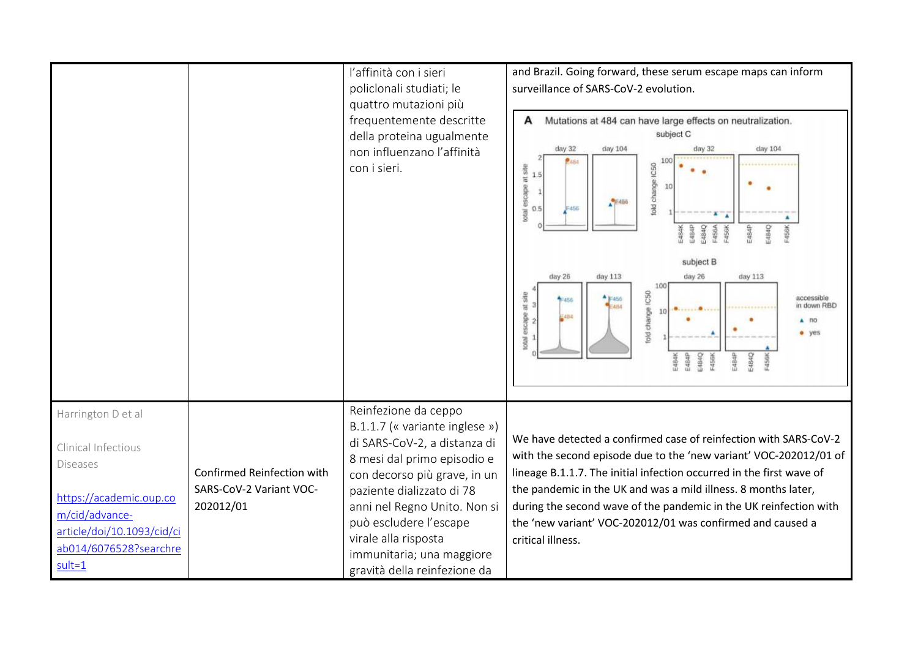| | | | |
|---|---|---|---|
| | | l'affinità con i sieri policlonali studiati; le quattro mutazioni più frequentemente descritte della proteina ugualmente non influenzano l'affinità con i sieri. | and Brazil. Going forward, these serum escape maps can inform surveillance of SARS-CoV-2 evolution. |
| Harrington D et al<br><br>Clinical Infectious Diseases<br><br>[https://academic.oup.com/cid/advance-article/doi/10.1093/cid/ciab014/6076528?searchresult=1](https://academic.oup.com/cid/advance-article/doi/10.1093/cid/ciab014/6076528?searchresult=1) | Confirmed Reinfection with SARS-CoV-2 Variant VOC-202012/01 | Reinfezione da ceppo B.1.1.7 (« variante inglese ») di SARS-CoV-2, a distanza di 8 mesi dal primo episodio e con decorso più grave, in un paziente dializzato di 78 anni nel Regno Unito. Non si può escludere l'escape virale alla risposta immunitaria; una maggiore gravità della reinfezione da | We have detected a confirmed case of reinfection with SARS-CoV-2 with the second episode due to the 'new variant' VOC-202012/01 of lineage B.1.1.7. The initial infection occurred in the first wave of the pandemic in the UK and was a mild illness. 8 months later, during the second wave of the pandemic in the UK reinfection with the 'new variant' VOC-202012/01 was confirmed and caused a critical illness. |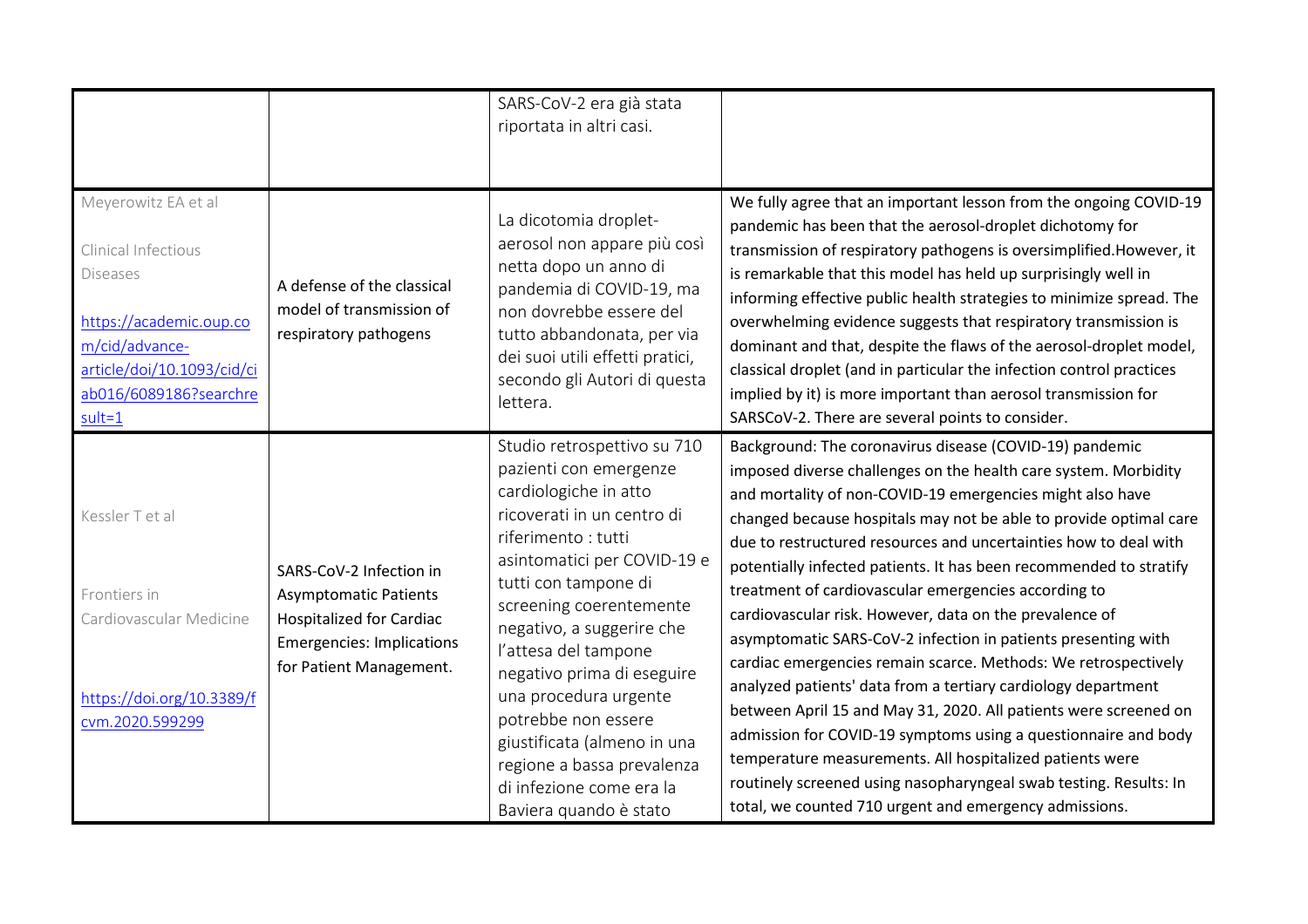| | | | |
|---|---|---|---|
| | | SARS-CoV-2 era già stata riportata in altri casi. | |
| Meyerowitz EA et al<br><br>Clinical Infectious Diseases<br><br>https://academic.oup.com/cid/advance-article/doi/10.1093/cid/ciab016/6089186?searchresult=1 | A defense of the classical model of transmission of respiratory pathogens | La dicotomia droplet-aerosol non appare più così netta dopo un anno di pandemia di COVID-19, ma non dovrebbe essere del tutto abbandonata, per via dei suoi utili effetti pratici, secondo gli Autori di questa lettera. | We fully agree that an important lesson from the ongoing COVID-19 pandemic has been that the aerosol-droplet dichotomy for transmission of respiratory pathogens is oversimplified.However, it is remarkable that this model has held up surprisingly well in informing effective public health strategies to minimize spread. The overwhelming evidence suggests that respiratory transmission is dominant and that, despite the flaws of the aerosol-droplet model, classical droplet (and in particular the infection control practices implied by it) is more important than aerosol transmission for SARSCoV-2. There are several points to consider. |
| Kessler T et al<br><br>Frontiers in Cardiovascular Medicine<br><br>https://doi.org/10.3389/fcvm.2020.599299 | SARS-CoV-2 Infection in Asymptomatic Patients Hospitalized for Cardiac Emergencies: Implications for Patient Management. | Studio retrospettivo su 710 pazienti con emergenze cardiologiche in atto ricoverati in un centro di riferimento : tutti asintomatici per COVID-19 e tutti con tampone di screening coerentemente negativo, a suggerire che l'attesa del tampone negativo prima di eseguire una procedura urgente potrebbe non essere giustificata (almeno in una regione a bassa prevalenza di infezione come era la Baviera quando è stato | Background: The coronavirus disease (COVID-19) pandemic imposed diverse challenges on the health care system. Morbidity and mortality of non-COVID-19 emergencies might also have changed because hospitals may not be able to provide optimal care due to restructured resources and uncertainties how to deal with potentially infected patients. It has been recommended to stratify treatment of cardiovascular emergencies according to cardiovascular risk. However, data on the prevalence of asymptomatic SARS-CoV-2 infection in patients presenting with cardiac emergencies remain scarce. Methods: We retrospectively analyzed patients' data from a tertiary cardiology department between April 15 and May 31, 2020. All patients were screened on admission for COVID-19 symptoms using a questionnaire and body temperature measurements. All hospitalized patients were routinely screened using nasopharyngeal swab testing. Results: In total, we counted 710 urgent and emergency admissions. |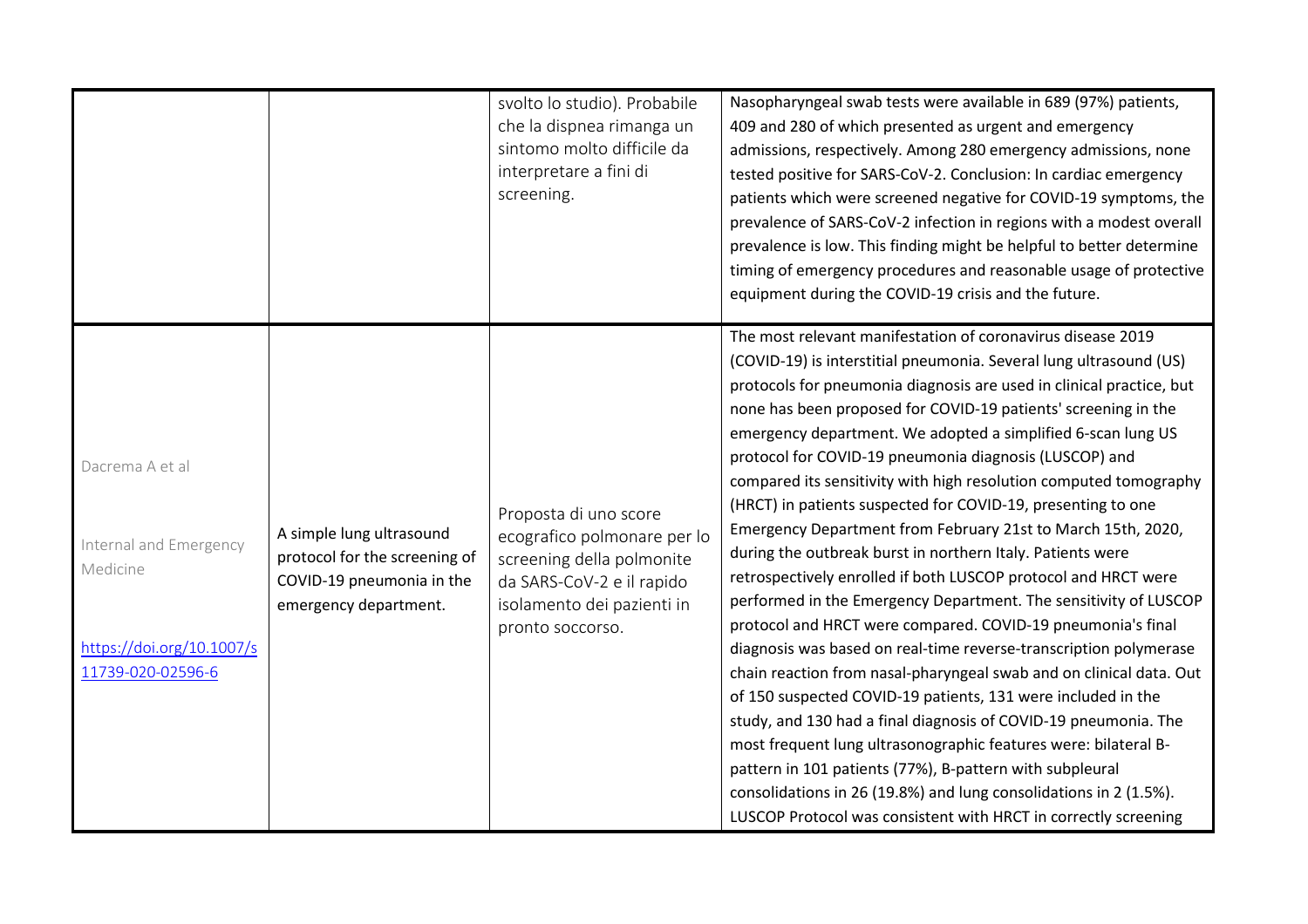|  |  |  |  |
|---|---|---|---|
|  |  | svolto lo studio). Probabile che la dispnea rimanga un sintomo molto difficile da interpretare a fini di screening. | Nasopharyngeal swab tests were available in 689 (97%) patients, 409 and 280 of which presented as urgent and emergency admissions, respectively. Among 280 emergency admissions, none tested positive for SARS-CoV-2. Conclusion: In cardiac emergency patients which were screened negative for COVID-19 symptoms, the prevalence of SARS-CoV-2 infection in regions with a modest overall prevalence is low. This finding might be helpful to better determine timing of emergency procedures and reasonable usage of protective equipment during the COVID-19 crisis and the future. |
| Dacrema A et al<br><br>Internal and Emergency Medicine<br><br>https://doi.org/10.1007/s11739-020-02596-6 | A simple lung ultrasound protocol for the screening of COVID-19 pneumonia in the emergency department. | Proposta di uno score ecografico polmonare per lo screening della polmonite da SARS-CoV-2 e il rapido isolamento dei pazienti in pronto soccorso. | The most relevant manifestation of coronavirus disease 2019 (COVID-19) is interstitial pneumonia. Several lung ultrasound (US) protocols for pneumonia diagnosis are used in clinical practice, but none has been proposed for COVID-19 patients' screening in the emergency department. We adopted a simplified 6-scan lung US protocol for COVID-19 pneumonia diagnosis (LUSCOP) and compared its sensitivity with high resolution computed tomography (HRCT) in patients suspected for COVID-19, presenting to one Emergency Department from February 21st to March 15th, 2020, during the outbreak burst in northern Italy. Patients were retrospectively enrolled if both LUSCOP protocol and HRCT were performed in the Emergency Department. The sensitivity of LUSCOP protocol and HRCT were compared. COVID-19 pneumonia's final diagnosis was based on real-time reverse-transcription polymerase chain reaction from nasal-pharyngeal swab and on clinical data. Out of 150 suspected COVID-19 patients, 131 were included in the study, and 130 had a final diagnosis of COVID-19 pneumonia. The most frequent lung ultrasonographic features were: bilateral B-pattern in 101 patients (77%), B-pattern with subpleural consolidations in 26 (19.8%) and lung consolidations in 2 (1.5%). LUSCOP Protocol was consistent with HRCT in correctly screening |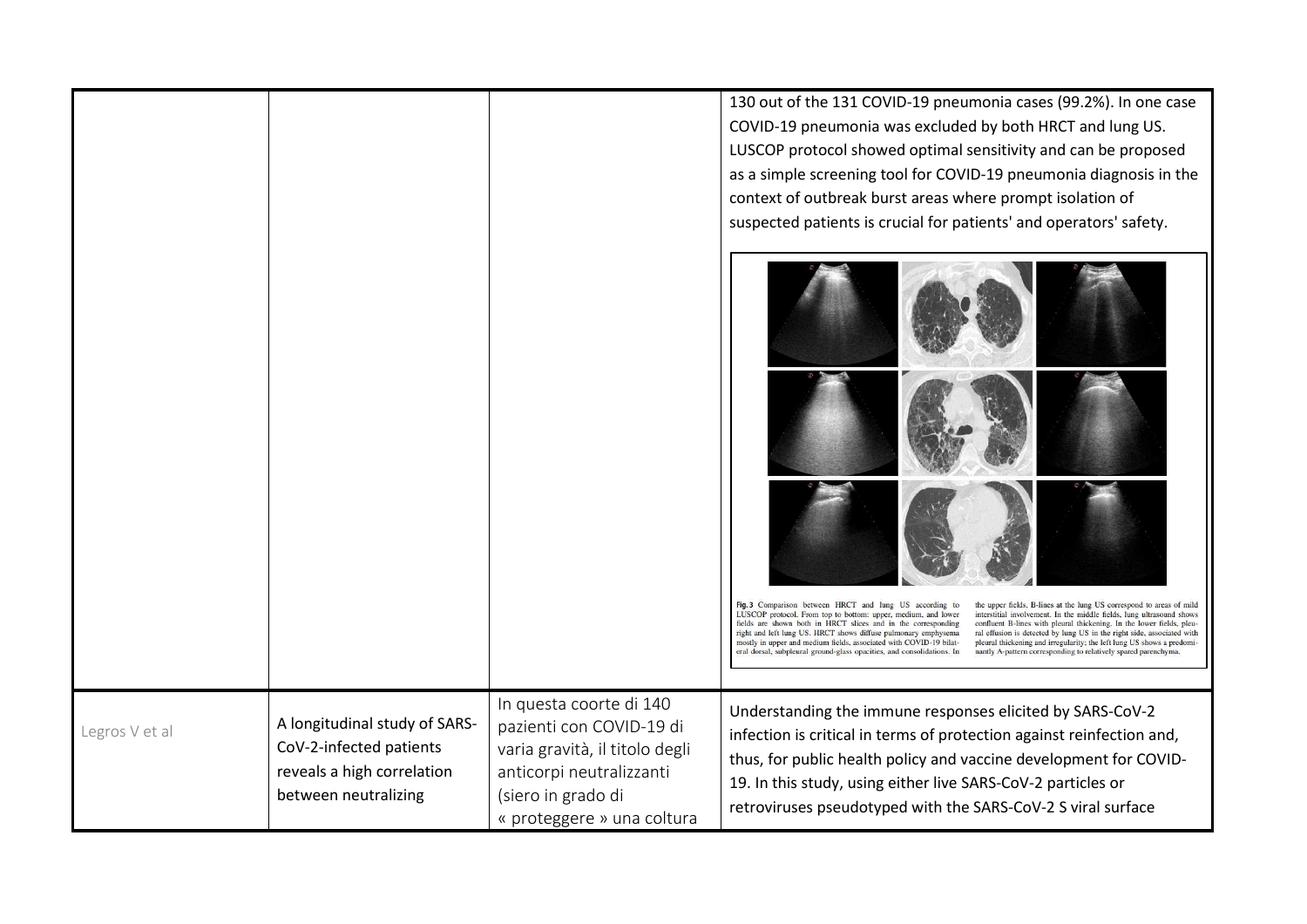|  |  |  |  |
|---|---|---|---|
|  |  |  | 130 out of the 131 COVID-19 pneumonia cases (99.2%). In one case COVID-19 pneumonia was excluded by both HRCT and lung US. LUSCOP protocol showed optimal sensitivity and can be proposed as a simple screening tool for COVID-19 pneumonia diagnosis in the context of outbreak burst areas where prompt isolation of suspected patients is crucial for patients' and operators' safety.<br><br>Fig. 3 Comparison between HRCT and lung US according to LUSCOP protocol. From top to bottom: upper, medium, and lower fields are shown both in HRCT slices and in the corresponding right and left lung US. HRCT shows diffuse pulmonary emphysema mostly in upper and medium fields, associated with COVID-19 bilateral dorsal, subpleural ground-glass opacities, and consolidations. In the upper fields, B-lines at the lung US correspond to areas of mild interstitial involvement. In the middle fields, lung ultrasound shows confluent B-lines with pleural thickening. In the lower fields, pleural effusion is detected by lung US in the right side, associated with pleural thickening and irregularity; the left lung US shows a predominantly A-pattern corresponding to relatively spared parenchyma. |
| Legros V et al | A longitudinal study of SARS-CoV-2-infected patients reveals a high correlation between neutralizing | In questa coorte di 140 pazienti con COVID-19 di varia gravità, il titolo degli anticorpi neutralizzanti (siero in grado di « proteggere » una coltura | Understanding the immune responses elicited by SARS-CoV-2 infection is critical in terms of protection against reinfection and, thus, for public health policy and vaccine development for COVID-19. In this study, using either live SARS-CoV-2 particles or retroviruses pseudotyped with the SARS-CoV-2 S viral surface |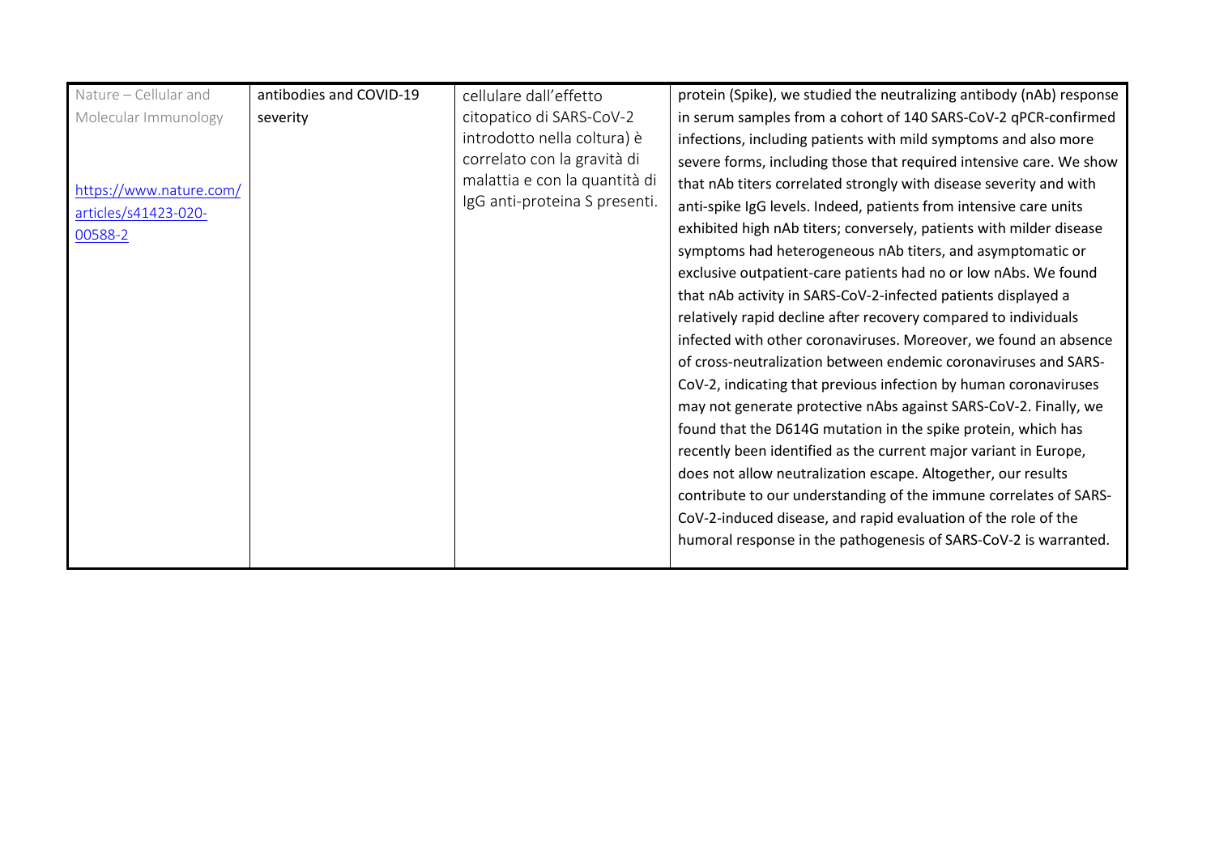| | | | |
|---|---|---|---|
| Nature – Cellular and Molecular Immunology<br><br>https://www.nature.com/articles/s41423-020-00588-2 | antibodies and COVID-19 severity | cellulare dall'effetto citopatico di SARS-CoV-2 introdotto nella coltura) è correlato con la gravità di malattia e con la quantità di IgG anti-proteina S presenti. | protein (Spike), we studied the neutralizing antibody (nAb) response in serum samples from a cohort of 140 SARS-CoV-2 qPCR-confirmed infections, including patients with mild symptoms and also more severe forms, including those that required intensive care. We show that nAb titers correlated strongly with disease severity and with anti-spike IgG levels. Indeed, patients from intensive care units exhibited high nAb titers; conversely, patients with milder disease symptoms had heterogeneous nAb titers, and asymptomatic or exclusive outpatient-care patients had no or low nAbs. We found that nAb activity in SARS-CoV-2-infected patients displayed a relatively rapid decline after recovery compared to individuals infected with other coronaviruses. Moreover, we found an absence of cross-neutralization between endemic coronaviruses and SARS-CoV-2, indicating that previous infection by human coronaviruses may not generate protective nAbs against SARS-CoV-2. Finally, we found that the D614G mutation in the spike protein, which has recently been identified as the current major variant in Europe, does not allow neutralization escape. Altogether, our results contribute to our understanding of the immune correlates of SARS-CoV-2-induced disease, and rapid evaluation of the role of the humoral response in the pathogenesis of SARS-CoV-2 is warranted. |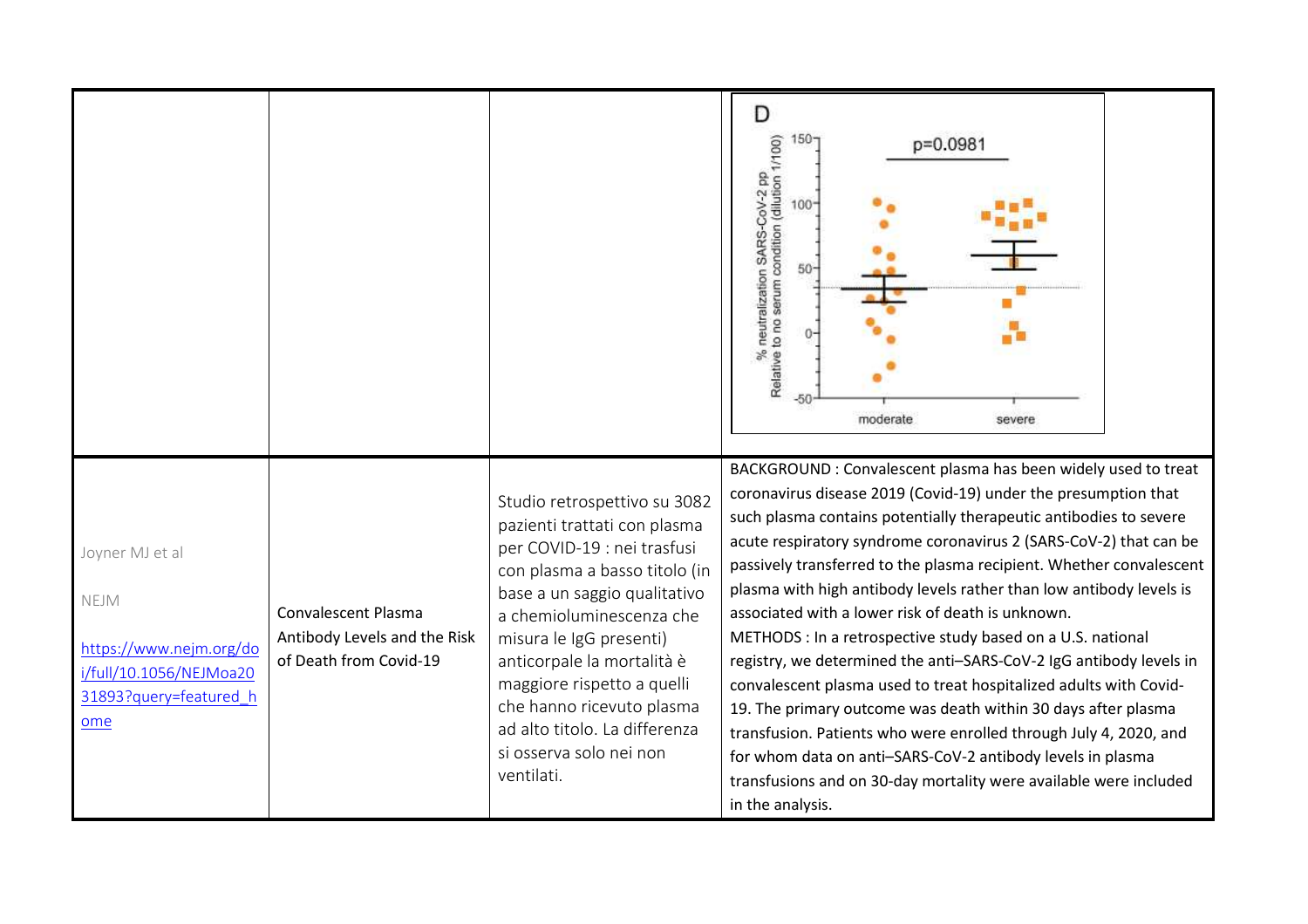| | | | |
|---|---|---|---|
| | | | D<br>% neutralization SARS-CoV-2 pp Relative to no serum condition (dilution 1/100)<br>p=0.0981<br>moderate severe |
| Joyner MJ et al<br><br>NEJM<br><br>https://www.nejm.org/doi/full/10.1056/NEJMoa2031893?query=featured_home | Convalescent Plasma Antibody Levels and the Risk of Death from Covid-19 | Studio retrospettivo su 3082 pazienti trattati con plasma per COVID-19 : nei trasfusi con plasma a basso titolo (in base a un saggio qualitativo a chemioluminescenza che misura le IgG presenti) anticorpale la mortalità è maggiore rispetto a quelli che hanno ricevuto plasma ad alto titolo. La differenza si osserva solo nei non ventilati. | BACKGROUND : Convalescent plasma has been widely used to treat coronavirus disease 2019 (Covid-19) under the presumption that such plasma contains potentially therapeutic antibodies to severe acute respiratory syndrome coronavirus 2 (SARS-CoV-2) that can be passively transferred to the plasma recipient. Whether convalescent plasma with high antibody levels rather than low antibody levels is associated with a lower risk of death is unknown.<br>METHODS : In a retrospective study based on a U.S. national registry, we determined the anti–SARS-CoV-2 IgG antibody levels in convalescent plasma used to treat hospitalized adults with Covid-19. The primary outcome was death within 30 days after plasma transfusion. Patients who were enrolled through July 4, 2020, and for whom data on anti–SARS-CoV-2 antibody levels in plasma transfusions and on 30-day mortality were available were included in the analysis. |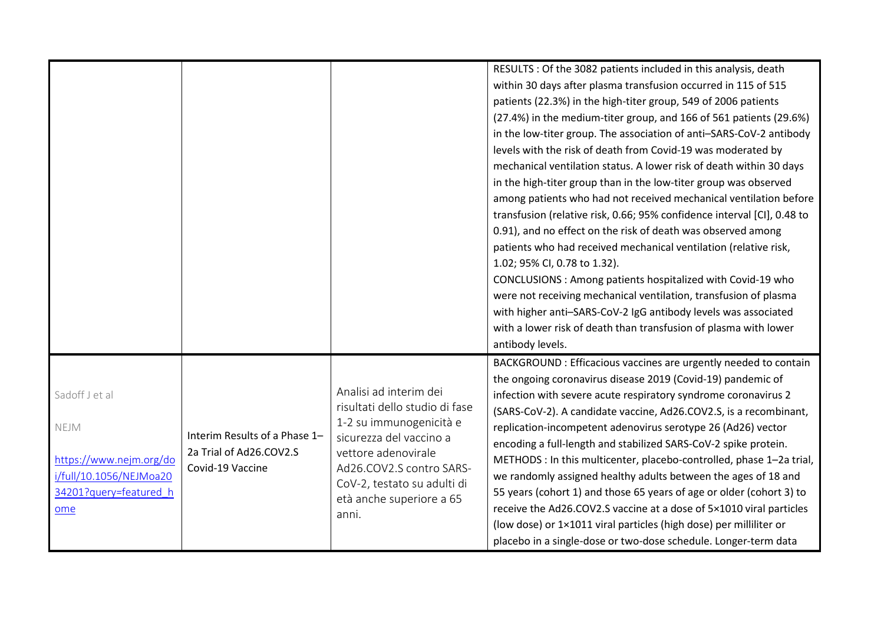|  |  |  |  |
|---|---|---|---|
|  |  |  | RESULTS : Of the 3082 patients included in this analysis, death within 30 days after plasma transfusion occurred in 115 of 515 patients (22.3%) in the high-titer group, 549 of 2006 patients (27.4%) in the medium-titer group, and 166 of 561 patients (29.6%) in the low-titer group. The association of anti–SARS-CoV-2 antibody levels with the risk of death from Covid-19 was moderated by mechanical ventilation status. A lower risk of death within 30 days in the high-titer group than in the low-titer group was observed among patients who had not received mechanical ventilation before transfusion (relative risk, 0.66; 95% confidence interval [CI], 0.48 to 0.91), and no effect on the risk of death was observed among patients who had received mechanical ventilation (relative risk, 1.02; 95% CI, 0.78 to 1.32).<br>CONCLUSIONS : Among patients hospitalized with Covid-19 who were not receiving mechanical ventilation, transfusion of plasma with higher anti–SARS-CoV-2 IgG antibody levels was associated with a lower risk of death than transfusion of plasma with lower antibody levels. |
| Sadoff J et al<br><br>NEJM<br><br>[https://www.nejm.org/doi/full/10.1056/NEJMoa2034201?query=featured_home](https://www.nejm.org/doi/full/10.1056/NEJMoa2034201?query=featured_home) | Interim Results of a Phase 1–2a Trial of Ad26.COV2.S Covid-19 Vaccine | Analisi ad interim dei risultati dello studio di fase 1-2 su immunogenicità e sicurezza del vaccino a vettore adenovirale Ad26.COV2.S contro SARS-CoV-2, testato su adulti di età anche superiore a 65 anni. | BACKGROUND : Efficacious vaccines are urgently needed to contain the ongoing coronavirus disease 2019 (Covid-19) pandemic of infection with severe acute respiratory syndrome coronavirus 2 (SARS-CoV-2). A candidate vaccine, Ad26.COV2.S, is a recombinant, replication-incompetent adenovirus serotype 26 (Ad26) vector encoding a full-length and stabilized SARS-CoV-2 spike protein.<br>METHODS : In this multicenter, placebo-controlled, phase 1–2a trial, we randomly assigned healthy adults between the ages of 18 and 55 years (cohort 1) and those 65 years of age or older (cohort 3) to receive the Ad26.COV2.S vaccine at a dose of $5\times10^{10}$ viral particles (low dose) or $1\times10^{11}$ viral particles (high dose) per milliliter or placebo in a single-dose or two-dose schedule. Longer-term data |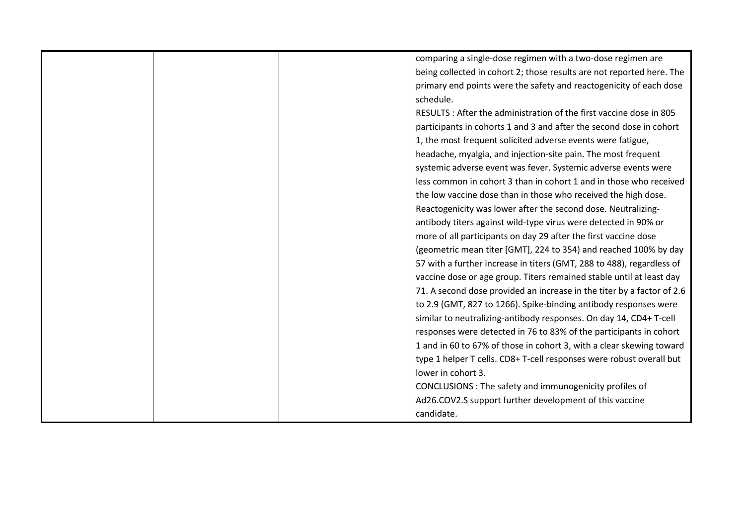|  |  |  | comparing a single-dose regimen with a two-dose regimen are being collected in cohort 2; those results are not reported here. The primary end points were the safety and reactogenicity of each dose schedule.<br>RESULTS : After the administration of the first vaccine dose in 805 participants in cohorts 1 and 3 and after the second dose in cohort 1, the most frequent solicited adverse events were fatigue, headache, myalgia, and injection-site pain. The most frequent systemic adverse event was fever. Systemic adverse events were less common in cohort 3 than in cohort 1 and in those who received the low vaccine dose than in those who received the high dose. Reactogenicity was lower after the second dose. Neutralizing-antibody titers against wild-type virus were detected in 90% or more of all participants on day 29 after the first vaccine dose (geometric mean titer [GMT], 224 to 354) and reached 100% by day 57 with a further increase in titers (GMT, 288 to 488), regardless of vaccine dose or age group. Titers remained stable until at least day 71. A second dose provided an increase in the titer by a factor of 2.6 to 2.9 (GMT, 827 to 1266). Spike-binding antibody responses were similar to neutralizing-antibody responses. On day 14, CD4+ T-cell responses were detected in 76 to 83% of the participants in cohort 1 and in 60 to 67% of those in cohort 3, with a clear skewing toward type 1 helper T cells. CD8+ T-cell responses were robust overall but lower in cohort 3.<br>CONCLUSIONS : The safety and immunogenicity profiles of Ad26.COV2.S support further development of this vaccine candidate. |
|---|---|---|---|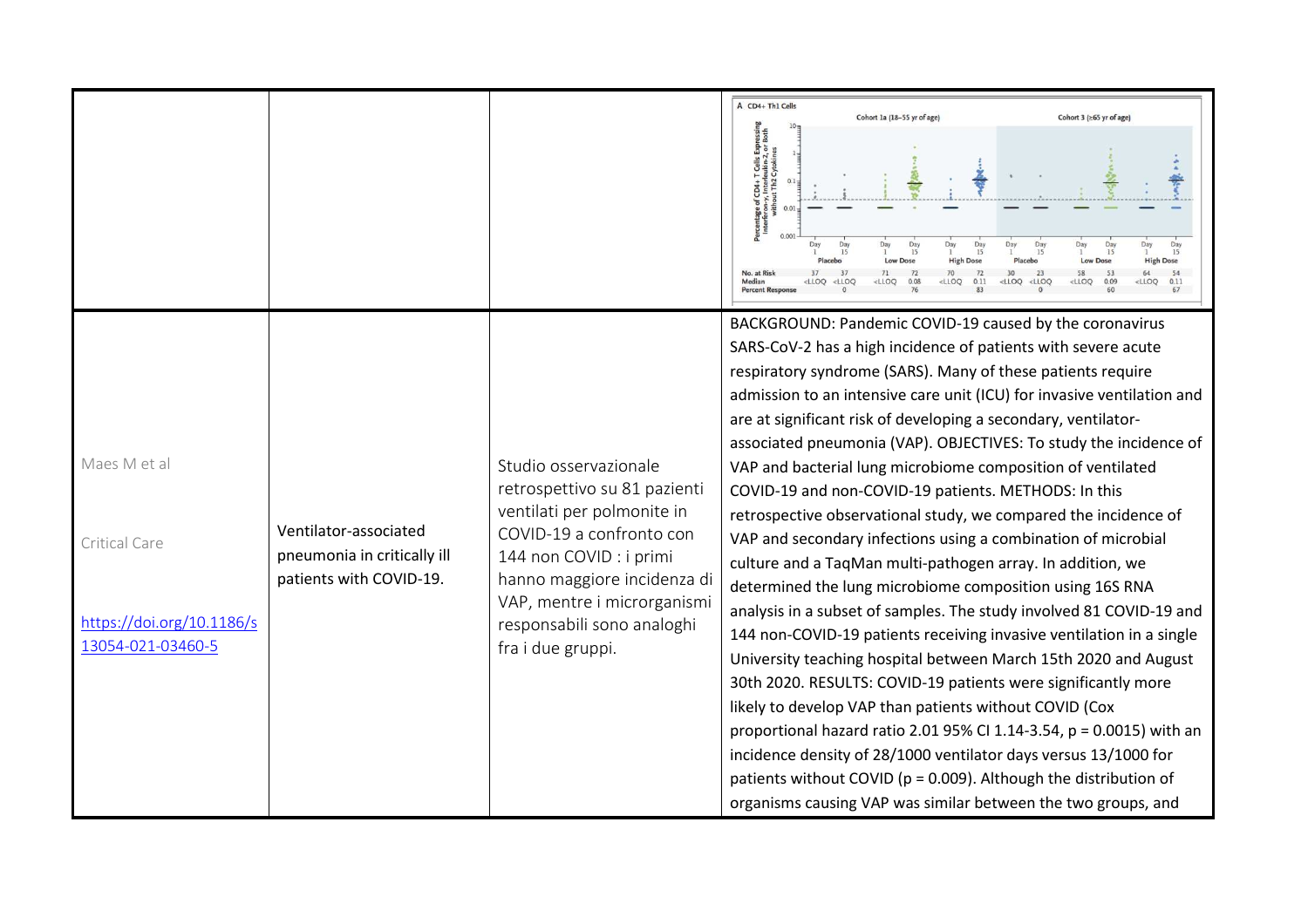| | | | |
|---|---|---|---|
| | | | A CD4+ Th1 Cells — Cohort 1a (18–55 yr of age); Cohort 3 (≥65 yr of age). Percentage of CD4+ T Cells Expressing Interferon-γ, Interleukin-2, or Both without Th2 Cytokines. Placebo / Low Dose / High Dose, Day 1 / Day 15. No. at Risk: 37 37 71 72 70 72 30 23 58 53 64 54. Median: <LLOQ <LLOQ <LLOQ 0.08 <LLOQ 0.11 <LLOQ <LLOQ <LLOQ 0.09 <LLOQ 0.11. Percent Response: 0 76 83 0 60 67 |
| Maes M et al<br><br>Critical Care<br><br>[https://doi.org/10.1186/s13054-021-03460-5](https://doi.org/10.1186/s13054-021-03460-5) | Ventilator-associated pneumonia in critically ill patients with COVID-19. | Studio osservazionale retrospettivo su 81 pazienti ventilati per polmonite in COVID-19 a confronto con 144 non COVID : i primi hanno maggiore incidenza di VAP, mentre i microrganismi responsabili sono analoghi fra i due gruppi. | BACKGROUND: Pandemic COVID-19 caused by the coronavirus SARS-CoV-2 has a high incidence of patients with severe acute respiratory syndrome (SARS). Many of these patients require admission to an intensive care unit (ICU) for invasive ventilation and are at significant risk of developing a secondary, ventilator-associated pneumonia (VAP). OBJECTIVES: To study the incidence of VAP and bacterial lung microbiome composition of ventilated COVID-19 and non-COVID-19 patients. METHODS: In this retrospective observational study, we compared the incidence of VAP and secondary infections using a combination of microbial culture and a TaqMan multi-pathogen array. In addition, we determined the lung microbiome composition using 16S RNA analysis in a subset of samples. The study involved 81 COVID-19 and 144 non-COVID-19 patients receiving invasive ventilation in a single University teaching hospital between March 15th 2020 and August 30th 2020. RESULTS: COVID-19 patients were significantly more likely to develop VAP than patients without COVID (Cox proportional hazard ratio 2.01 95% CI 1.14-3.54, $p = 0.0015$) with an incidence density of 28/1000 ventilator days versus 13/1000 for patients without COVID ($p = 0.009$). Although the distribution of organisms causing VAP was similar between the two groups, and |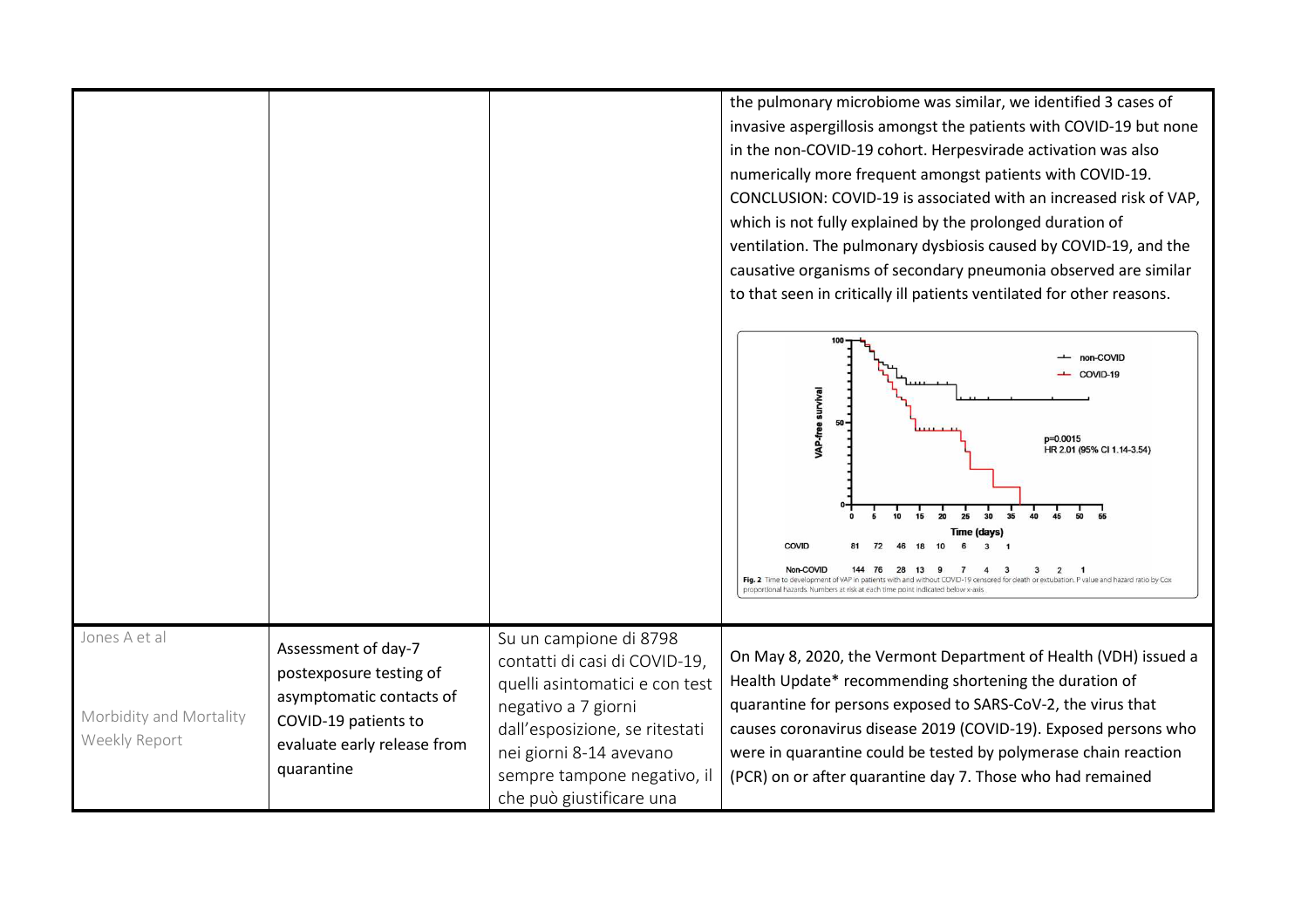| | | | |
|---|---|---|---|
| | | | the pulmonary microbiome was similar, we identified 3 cases of invasive aspergillosis amongst the patients with COVID-19 but none in the non-COVID-19 cohort. Herpesvirade activation was also numerically more frequent amongst patients with COVID-19. CONCLUSION: COVID-19 is associated with an increased risk of VAP, which is not fully explained by the prolonged duration of ventilation. The pulmonary dysbiosis caused by COVID-19, and the causative organisms of secondary pneumonia observed are similar to that seen in critically ill patients ventilated for other reasons. <br><br> Fig. 2 Time to development of VAP in patients with and without COVID-19 censored for death or extubation. P value and hazard ratio by Cox proportional hazards. Numbers at risk at each time point indicated below x-axis |
| Jones A et al <br><br> Morbidity and Mortality Weekly Report | Assessment of day-7 postexposure testing of asymptomatic contacts of COVID-19 patients to evaluate early release from quarantine | Su un campione di 8798 contatti di casi di COVID-19, quelli asintomatici e con test negativo a 7 giorni dall'esposizione, se ritestati nei giorni 8-14 avevano sempre tampone negativo, il che può giustificare una | On May 8, 2020, the Vermont Department of Health (VDH) issued a Health Update* recommending shortening the duration of quarantine for persons exposed to SARS-CoV-2, the virus that causes coronavirus disease 2019 (COVID-19). Exposed persons who were in quarantine could be tested by polymerase chain reaction (PCR) on or after quarantine day 7. Those who had remained |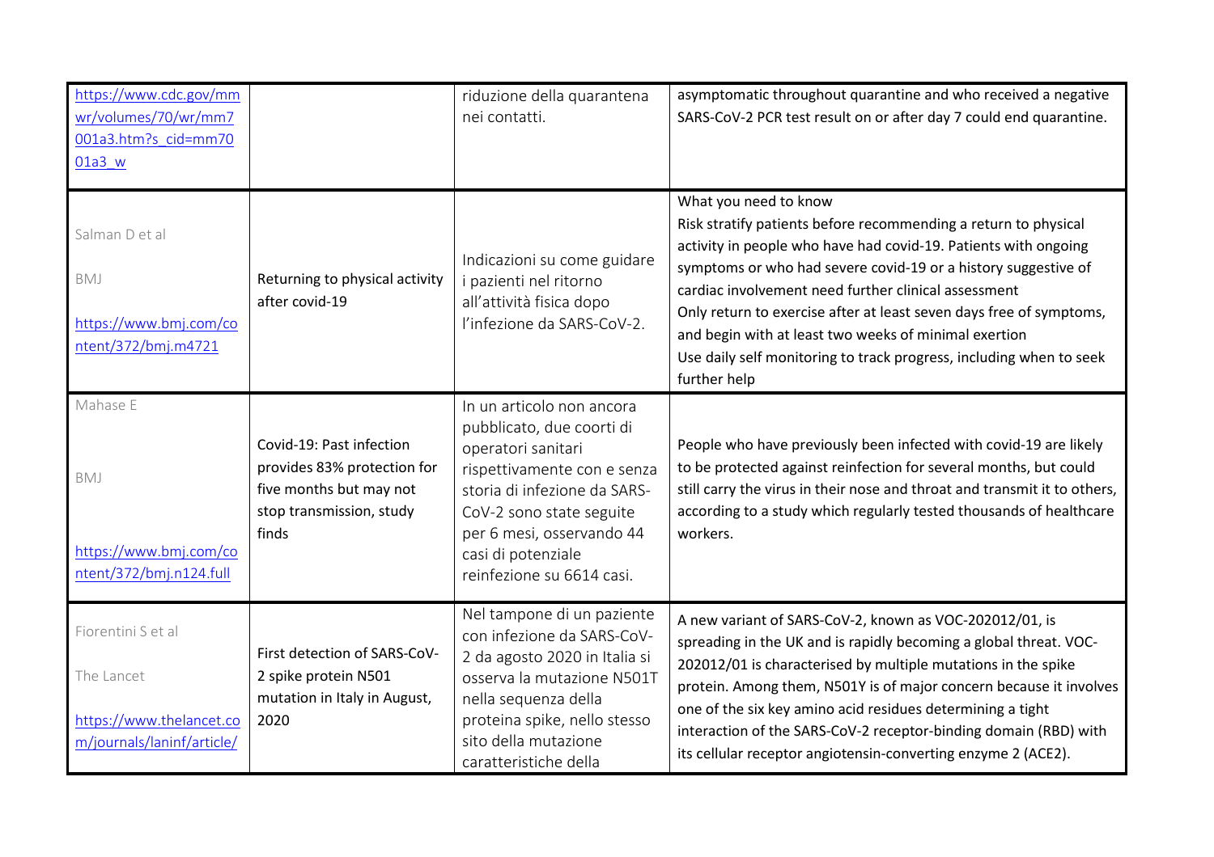| | | | |
|---|---|---|---|
| https://www.cdc.gov/mmwr/volumes/70/wr/mm7001a3.htm?s_cid=mm7001a3_w | | riduzione della quarantena nei contatti. | asymptomatic throughout quarantine and who received a negative SARS-CoV-2 PCR test result on or after day 7 could end quarantine. |
| Salman D et al<br><br>BMJ<br><br>https://www.bmj.com/content/372/bmj.m4721 | Returning to physical activity after covid-19 | Indicazioni su come guidare i pazienti nel ritorno all'attività fisica dopo l'infezione da SARS-CoV-2. | What you need to know<br>Risk stratify patients before recommending a return to physical activity in people who have had covid-19. Patients with ongoing symptoms or who had severe covid-19 or a history suggestive of cardiac involvement need further clinical assessment<br>Only return to exercise after at least seven days free of symptoms, and begin with at least two weeks of minimal exertion<br>Use daily self monitoring to track progress, including when to seek further help |
| Mahase E<br><br>BMJ<br><br>https://www.bmj.com/content/372/bmj.n124.full | Covid-19: Past infection provides 83% protection for five months but may not stop transmission, study finds | In un articolo non ancora pubblicato, due coorti di operatori sanitari rispettivamente con e senza storia di infezione da SARS-CoV-2 sono state seguite per 6 mesi, osservando 44 casi di potenziale reinfezione su 6614 casi. | People who have previously been infected with covid-19 are likely to be protected against reinfection for several months, but could still carry the virus in their nose and throat and transmit it to others, according to a study which regularly tested thousands of healthcare workers. |
| Fiorentini S et al<br><br>The Lancet<br><br>https://www.thelancet.com/journals/laninf/article/ | First detection of SARS-CoV-2 spike protein N501 mutation in Italy in August, 2020 | Nel tampone di un paziente con infezione da SARS-CoV-2 da agosto 2020 in Italia si osserva la mutazione N501T nella sequenza della proteina spike, nello stesso sito della mutazione caratteristiche della | A new variant of SARS-CoV-2, known as VOC-202012/01, is spreading in the UK and is rapidly becoming a global threat. VOC-202012/01 is characterised by multiple mutations in the spike protein. Among them, N501Y is of major concern because it involves one of the six key amino acid residues determining a tight interaction of the SARS-CoV-2 receptor-binding domain (RBD) with its cellular receptor angiotensin-converting enzyme 2 (ACE2). |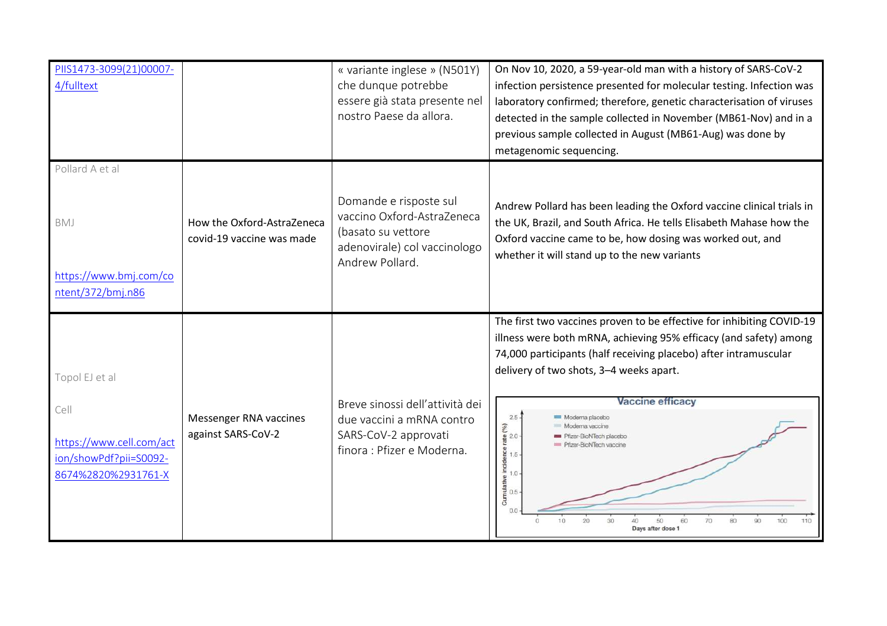| | | | |
|---|---|---|---|
| PIIS1473-3099(21)00007-4/fulltext | | « variante inglese » (N501Y) che dunque potrebbe essere già stata presente nel nostro Paese da allora. | On Nov 10, 2020, a 59-year-old man with a history of SARS-CoV-2 infection persistence presented for molecular testing. Infection was laboratory confirmed; therefore, genetic characterisation of viruses detected in the sample collected in November (MB61-Nov) and in a previous sample collected in August (MB61-Aug) was done by metagenomic sequencing. |
| Pollard A et al<br><br>BMJ<br><br>https://www.bmj.com/content/372/bmj.n86 | How the Oxford-AstraZeneca covid-19 vaccine was made | Domande e risposte sul vaccino Oxford-AstraZeneca (basato su vettore adenovirale) col vaccinologo Andrew Pollard. | Andrew Pollard has been leading the Oxford vaccine clinical trials in the UK, Brazil, and South Africa. He tells Elisabeth Mahase how the Oxford vaccine came to be, how dosing was worked out, and whether it will stand up to the new variants |
| Topol EJ et al<br><br>Cell<br><br>https://www.cell.com/action/showPdf?pii=S0092-8674%2820%2931761-X | Messenger RNA vaccines against SARS-CoV-2 | Breve sinossi dell'attività dei due vaccini a mRNA contro SARS-CoV-2 approvati finora : Pfizer e Moderna. | The first two vaccines proven to be effective for inhibiting COVID-19 illness were both mRNA, achieving 95% efficacy (and safety) among 74,000 participants (half receiving placebo) after intramuscular delivery of two shots, 3–4 weeks apart. |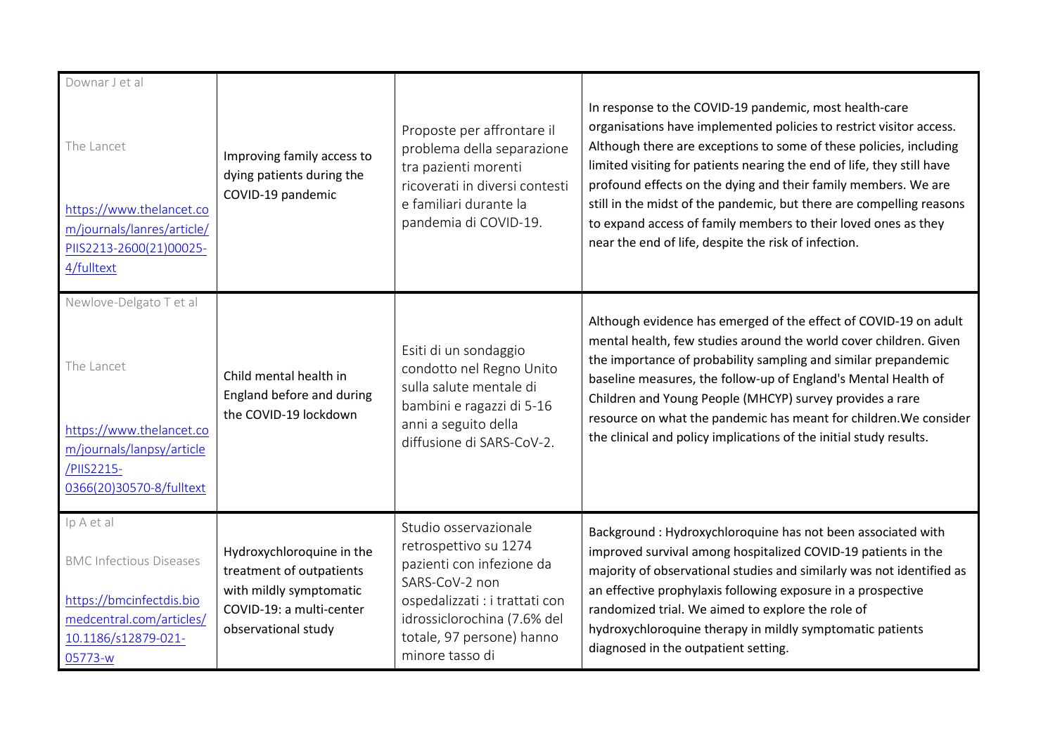| | | | |
|---|---|---|---|
| Downar J et al<br><br>The Lancet<br><br>https://www.thelancet.com/journals/lanres/article/PIIS2213-2600(21)00025-4/fulltext | Improving family access to dying patients during the COVID-19 pandemic | Proposte per affrontare il problema della separazione tra pazienti morenti ricoverati in diversi contesti e familiari durante la pandemia di COVID-19. | In response to the COVID-19 pandemic, most health-care organisations have implemented policies to restrict visitor access. Although there are exceptions to some of these policies, including limited visiting for patients nearing the end of life, they still have profound effects on the dying and their family members. We are still in the midst of the pandemic, but there are compelling reasons to expand access of family members to their loved ones as they near the end of life, despite the risk of infection. |
| Newlove-Delgato T et al<br><br>The Lancet<br><br>https://www.thelancet.com/journals/lanpsy/article/PIIS2215-0366(20)30570-8/fulltext | Child mental health in England before and during the COVID-19 lockdown | Esiti di un sondaggio condotto nel Regno Unito sulla salute mentale di bambini e ragazzi di 5-16 anni a seguito della diffusione di SARS-CoV-2. | Although evidence has emerged of the effect of COVID-19 on adult mental health, few studies around the world cover children. Given the importance of probability sampling and similar prepandemic baseline measures, the follow-up of England's Mental Health of Children and Young People (MHCYP) survey provides a rare resource on what the pandemic has meant for children.We consider the clinical and policy implications of the initial study results. |
| Ip A et al<br><br>BMC Infectious Diseases<br><br>https://bmcinfectdis.biomedcentral.com/articles/10.1186/s12879-021-05773-w | Hydroxychloroquine in the treatment of outpatients with mildly symptomatic COVID-19: a multi-center observational study | Studio osservazionale retrospettivo su 1274 pazienti con infezione da SARS-CoV-2 non ospedalizzati : i trattati con idrossiclorochina (7.6% del totale, 97 persone) hanno minore tasso di | Background : Hydroxychloroquine has not been associated with improved survival among hospitalized COVID-19 patients in the majority of observational studies and similarly was not identified as an effective prophylaxis following exposure in a prospective randomized trial. We aimed to explore the role of hydroxychloroquine therapy in mildly symptomatic patients diagnosed in the outpatient setting. |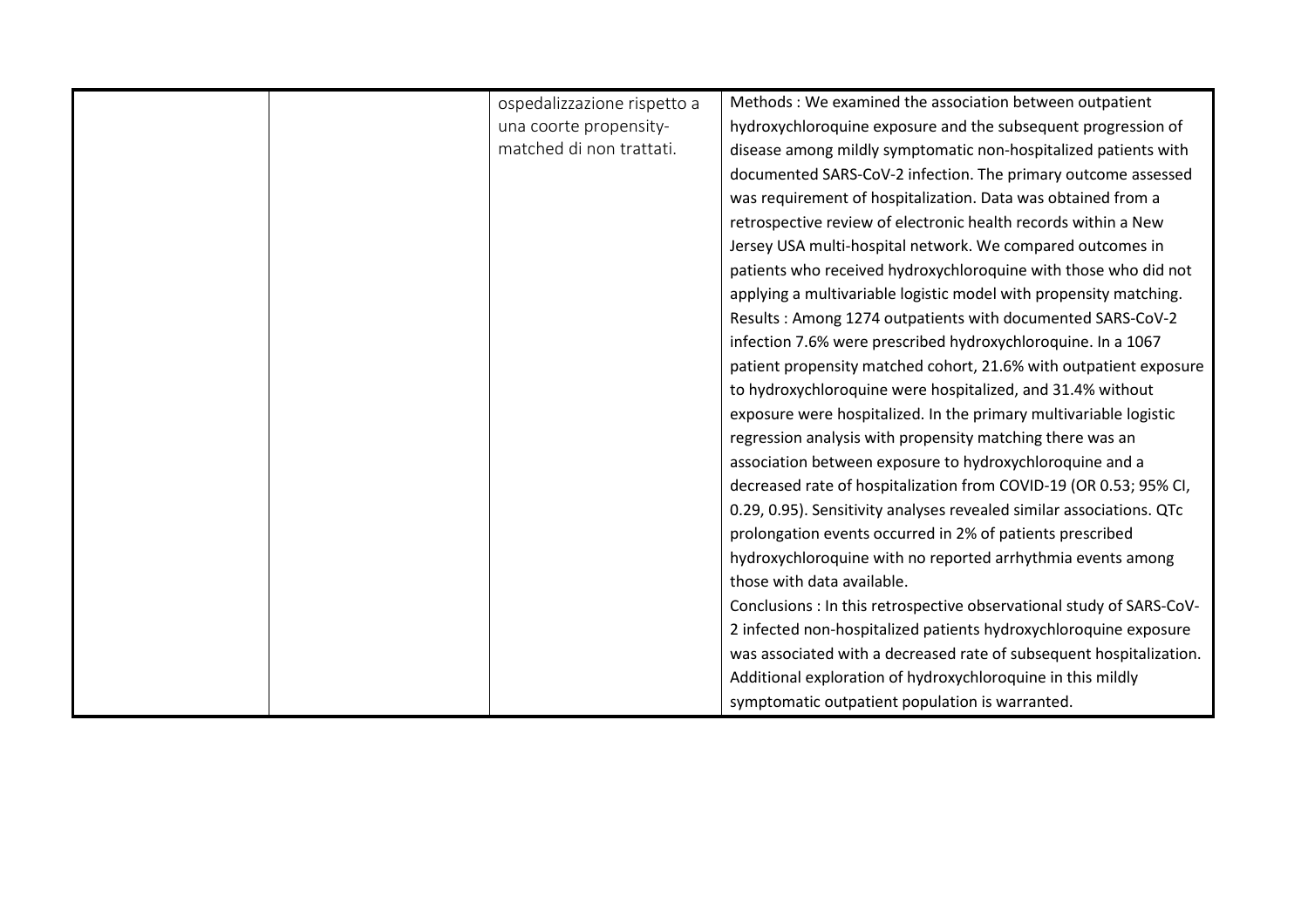| | | | |
|---|---|---|---|
| | | ospedalizzazione rispetto a una coorte propensity-matched di non trattati. | Methods : We examined the association between outpatient hydroxychloroquine exposure and the subsequent progression of disease among mildly symptomatic non-hospitalized patients with documented SARS-CoV-2 infection. The primary outcome assessed was requirement of hospitalization. Data was obtained from a retrospective review of electronic health records within a New Jersey USA multi-hospital network. We compared outcomes in patients who received hydroxychloroquine with those who did not applying a multivariable logistic model with propensity matching.<br>Results : Among 1274 outpatients with documented SARS-CoV-2 infection 7.6% were prescribed hydroxychloroquine. In a 1067 patient propensity matched cohort, 21.6% with outpatient exposure to hydroxychloroquine were hospitalized, and 31.4% without exposure were hospitalized. In the primary multivariable logistic regression analysis with propensity matching there was an association between exposure to hydroxychloroquine and a decreased rate of hospitalization from COVID-19 (OR 0.53; 95% CI, 0.29, 0.95). Sensitivity analyses revealed similar associations. QTc prolongation events occurred in 2% of patients prescribed hydroxychloroquine with no reported arrhythmia events among those with data available.<br>Conclusions : In this retrospective observational study of SARS-CoV-2 infected non-hospitalized patients hydroxychloroquine exposure was associated with a decreased rate of subsequent hospitalization. Additional exploration of hydroxychloroquine in this mildly symptomatic outpatient population is warranted. |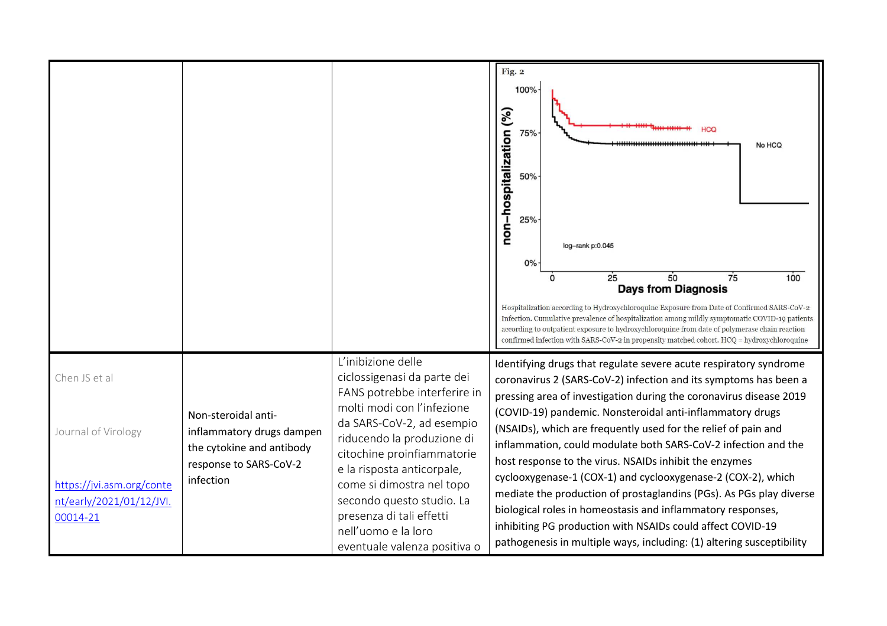| | | | |
|---|---|---|---|
| | | | Fig. 2 Hospitalization according to Hydroxychloroquine Exposure from Date of Confirmed SARS-CoV-2 Infection. Cumulative prevalence of hospitalization among mildly symptomatic COVID-19 patients according to outpatient exposure to hydroxychloroquine from date of polymerase chain reaction confirmed infection with SARS-CoV-2 in propensity matched cohort. HCQ = hydroxychloroquine |
| Chen JS et al<br><br>Journal of Virology<br><br>https://jvi.asm.org/content/early/2021/01/12/JVI.00014-21 | Non-steroidal anti-inflammatory drugs dampen the cytokine and antibody response to SARS-CoV-2 infection | L'inibizione delle ciclossigenasi da parte dei FANS potrebbe interferire in molti modi con l'infezione da SARS-CoV-2, ad esempio riducendo la produzione di citochine proinfiammatorie e la risposta anticorpale, come si dimostra nel topo secondo questo studio. La presenza di tali effetti nell'uomo e la loro eventuale valenza positiva o | Identifying drugs that regulate severe acute respiratory syndrome coronavirus 2 (SARS-CoV-2) infection and its symptoms has been a pressing area of investigation during the coronavirus disease 2019 (COVID-19) pandemic. Nonsteroidal anti-inflammatory drugs (NSAIDs), which are frequently used for the relief of pain and inflammation, could modulate both SARS-CoV-2 infection and the host response to the virus. NSAIDs inhibit the enzymes cyclooxygenase-1 (COX-1) and cyclooxygenase-2 (COX-2), which mediate the production of prostaglandins (PGs). As PGs play diverse biological roles in homeostasis and inflammatory responses, inhibiting PG production with NSAIDs could affect COVID-19 pathogenesis in multiple ways, including: (1) altering susceptibility |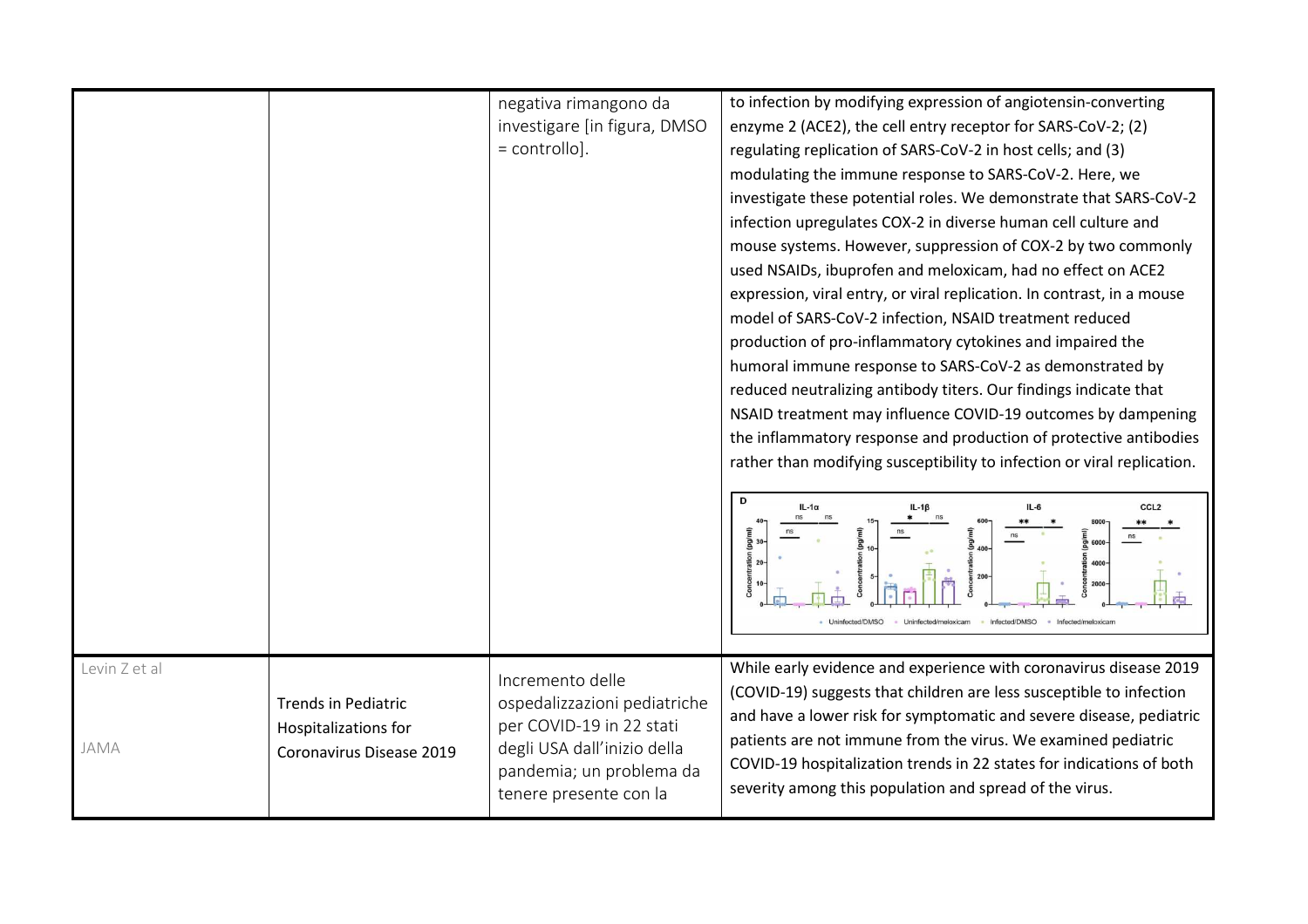| | | | |
|---|---|---|---|
| | | negativa rimangono da investigare [in figura, DMSO = controllo]. | to infection by modifying expression of angiotensin-converting enzyme 2 (ACE2), the cell entry receptor for SARS-CoV-2; (2) regulating replication of SARS-CoV-2 in host cells; and (3) modulating the immune response to SARS-CoV-2. Here, we investigate these potential roles. We demonstrate that SARS-CoV-2 infection upregulates COX-2 in diverse human cell culture and mouse systems. However, suppression of COX-2 by two commonly used NSAIDs, ibuprofen and meloxicam, had no effect on ACE2 expression, viral entry, or viral replication. In contrast, in a mouse model of SARS-CoV-2 infection, NSAID treatment reduced production of pro-inflammatory cytokines and impaired the humoral immune response to SARS-CoV-2 as demonstrated by reduced neutralizing antibody titers. Our findings indicate that NSAID treatment may influence COVID-19 outcomes by dampening the inflammatory response and production of protective antibodies rather than modifying susceptibility to infection or viral replication. |
| Levin Z et al<br><br>JAMA | Trends in Pediatric Hospitalizations for Coronavirus Disease 2019 | Incremento delle ospedalizzazioni pediatriche per COVID-19 in 22 stati degli USA dall'inizio della pandemia; un problema da tenere presente con la | While early evidence and experience with coronavirus disease 2019 (COVID-19) suggests that children are less susceptible to infection and have a lower risk for symptomatic and severe disease, pediatric patients are not immune from the virus. We examined pediatric COVID-19 hospitalization trends in 22 states for indications of both severity among this population and spread of the virus. |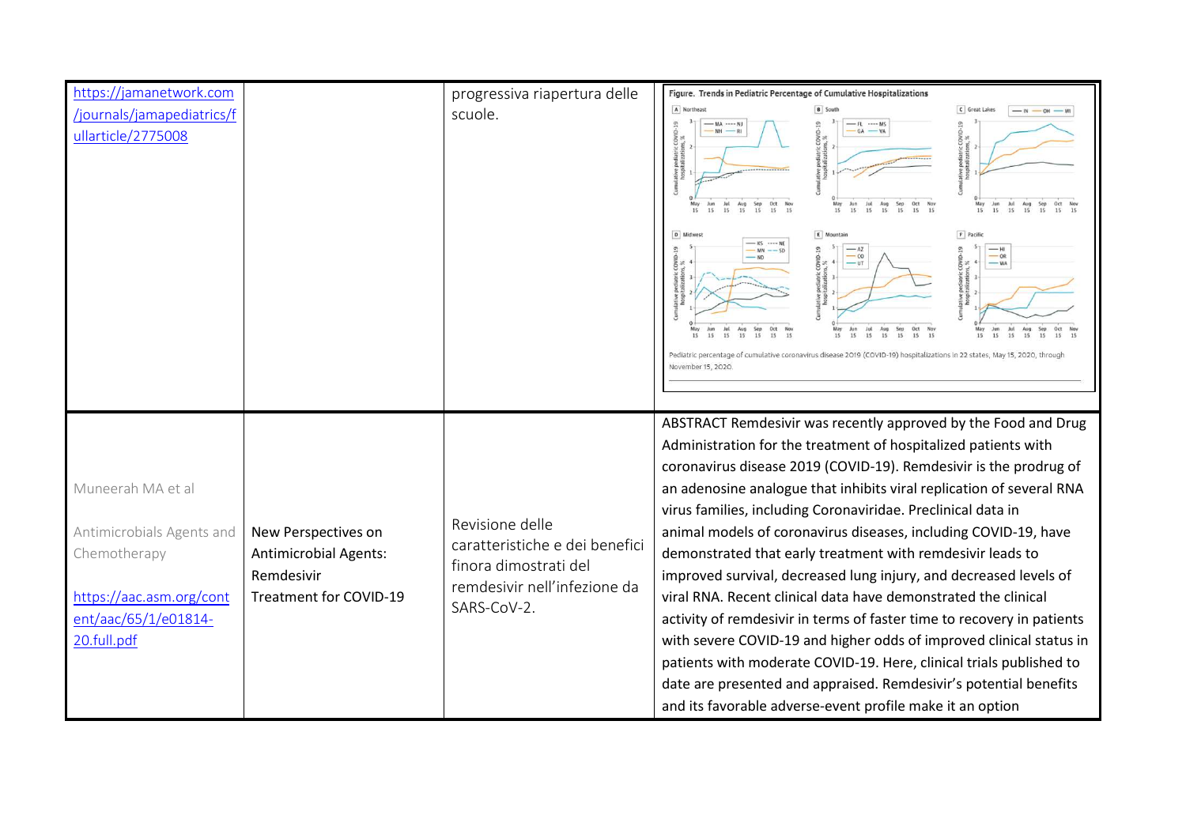| | | | |
|---|---|---|---|
| https://jamanetwork.com/journals/jamapediatrics/fullarticle/2775008 | | progressiva riapertura delle scuole. | Figure. Trends in Pediatric Percentage of Cumulative Hospitalizations<br><br>Pediatric percentage of cumulative coronavirus disease 2019 (COVID-19) hospitalizations in 22 states, May 15, 2020, through November 15, 2020. |
| Muneerah MA et al<br><br>Antimicrobials Agents and Chemotherapy<br><br>https://aac.asm.org/content/aac/65/1/e01814-20.full.pdf | New Perspectives on Antimicrobial Agents: Remdesivir Treatment for COVID-19 | Revisione delle caratteristiche e dei benefici finora dimostrati del remdesivir nell'infezione da SARS-CoV-2. | ABSTRACT Remdesivir was recently approved by the Food and Drug Administration for the treatment of hospitalized patients with coronavirus disease 2019 (COVID-19). Remdesivir is the prodrug of an adenosine analogue that inhibits viral replication of several RNA virus families, including Coronaviridae. Preclinical data in animal models of coronavirus diseases, including COVID-19, have demonstrated that early treatment with remdesivir leads to improved survival, decreased lung injury, and decreased levels of viral RNA. Recent clinical data have demonstrated the clinical activity of remdesivir in terms of faster time to recovery in patients with severe COVID-19 and higher odds of improved clinical status in patients with moderate COVID-19. Here, clinical trials published to date are presented and appraised. Remdesivir's potential benefits and its favorable adverse-event profile make it an option |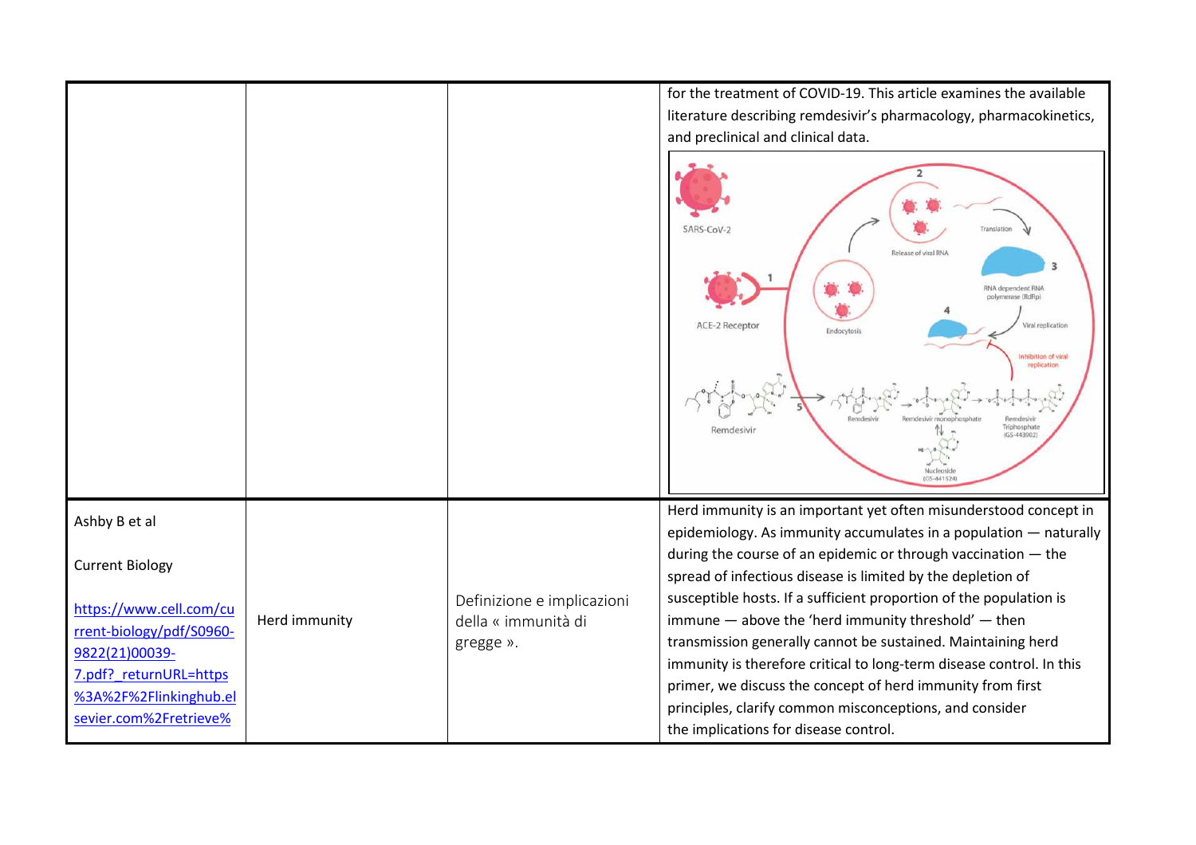|  |  |  |  |
|---|---|---|---|
|  |  |  | for the treatment of COVID-19. This article examines the available literature describing remdesivir's pharmacology, pharmacokinetics, and preclinical and clinical data. |
| Ashby B et al<br><br>Current Biology<br><br>https://www.cell.com/current-biology/pdf/S0960-9822(21)00039-7.pdf?_returnURL=https%3A%2F%2Flinkinghub.elsevier.com%2Fretrieve% | Herd immunity | Definizione e implicazioni della « immunità di gregge ». | Herd immunity is an important yet often misunderstood concept in epidemiology. As immunity accumulates in a population — naturally during the course of an epidemic or through vaccination — the spread of infectious disease is limited by the depletion of susceptible hosts. If a sufficient proportion of the population is immune — above the 'herd immunity threshold' — then transmission generally cannot be sustained. Maintaining herd immunity is therefore critical to long-term disease control. In this primer, we discuss the concept of herd immunity from first principles, clarify common misconceptions, and consider the implications for disease control. |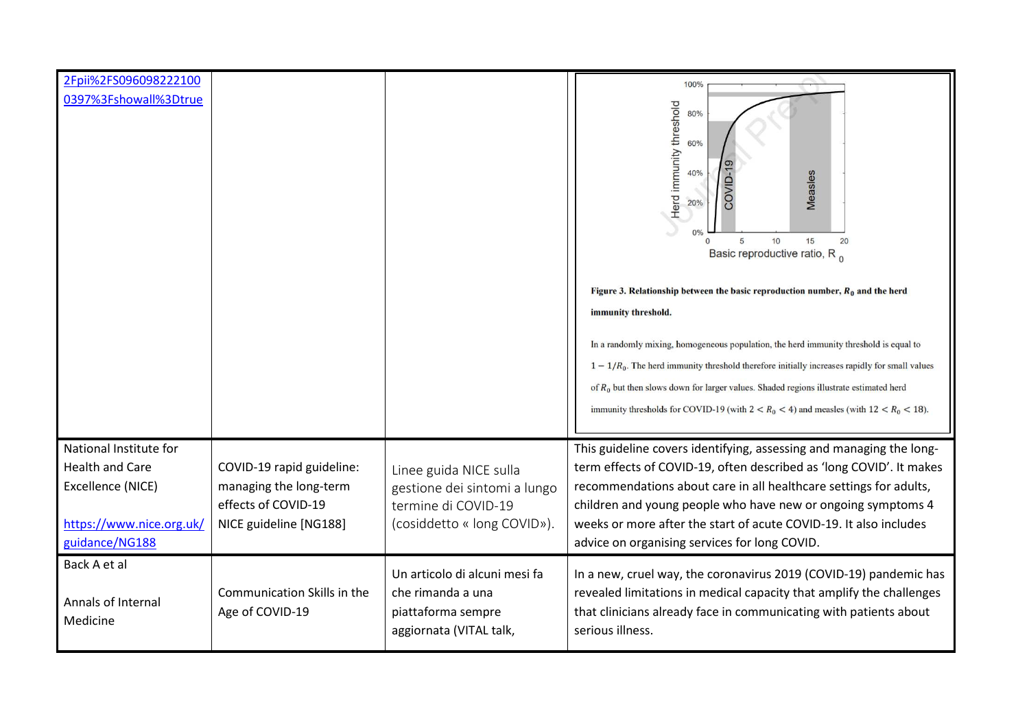| | | | |
|---|---|---|---|
| 2Fpii%2FS096098222100 0397%3Fshowall%3Dtrue | | | **Figure 3. Relationship between the basic reproduction number, $R_0$ and the herd immunity threshold.** In a randomly mixing, homogeneous population, the herd immunity threshold is equal to $1 - 1/R_0$. The herd immunity threshold therefore initially increases rapidly for small values of $R_0$ but then slows down for larger values. Shaded regions illustrate estimated herd immunity thresholds for COVID-19 (with $2 < R_0 < 4$) and measles (with $12 < R_0 < 18$). |
| National Institute for Health and Care Excellence (NICE) https://www.nice.org.uk/guidance/NG188 | COVID-19 rapid guideline: managing the long-term effects of COVID-19 NICE guideline [NG188] | Linee guida NICE sulla gestione dei sintomi a lungo termine di COVID-19 (cosiddetto « long COVID»). | This guideline covers identifying, assessing and managing the long-term effects of COVID-19, often described as 'long COVID'. It makes recommendations about care in all healthcare settings for adults, children and young people who have new or ongoing symptoms 4 weeks or more after the start of acute COVID-19. It also includes advice on organising services for long COVID. |
| Back A et al Annals of Internal Medicine | Communication Skills in the Age of COVID-19 | Un articolo di alcuni mesi fa che rimanda a una piattaforma sempre aggiornata (VITAL talk, | In a new, cruel way, the coronavirus 2019 (COVID-19) pandemic has revealed limitations in medical capacity that amplify the challenges that clinicians already face in communicating with patients about serious illness. |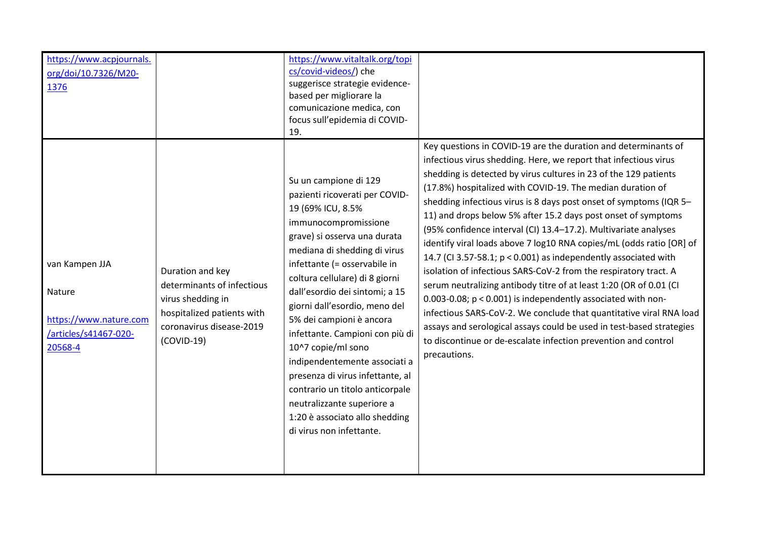| | | | |
|---|---|---|---|
| https://www.acpjournals.org/doi/10.7326/M20-1376 | | https://www.vitaltalk.org/topics/covid-videos/) che suggerisce strategie evidence-based per migliorare la comunicazione medica, con focus sull'epidemia di COVID-19. | |
| van Kampen JJA<br><br>Nature<br><br>https://www.nature.com/articles/s41467-020-20568-4 | Duration and key determinants of infectious virus shedding in hospitalized patients with coronavirus disease-2019 (COVID-19) | Su un campione di 129 pazienti ricoverati per COVID-19 (69% ICU, 8.5% immunocompromissione grave) si osserva una durata mediana di shedding di virus infettante (= osservabile in coltura cellulare) di 8 giorni dall'esordio dei sintomi; a 15 giorni dall'esordio, meno del 5% dei campioni è ancora infettante. Campioni con più di $10^7$ copie/ml sono indipendentemente associati a presenza di virus infettante, al contrario un titolo anticorpale neutralizzante superiore a 1:20 è associato allo shedding di virus non infettante. | Key questions in COVID-19 are the duration and determinants of infectious virus shedding. Here, we report that infectious virus shedding is detected by virus cultures in 23 of the 129 patients (17.8%) hospitalized with COVID-19. The median duration of shedding infectious virus is 8 days post onset of symptoms (IQR 5–11) and drops below 5% after 15.2 days post onset of symptoms (95% confidence interval (CI) 13.4–17.2). Multivariate analyses identify viral loads above 7 log10 RNA copies/mL (odds ratio [OR] of 14.7 (CI 3.57-58.1; $p < 0.001$) as independently associated with isolation of infectious SARS-CoV-2 from the respiratory tract. A serum neutralizing antibody titre of at least 1:20 (OR of 0.01 (CI 0.003-0.08; $p < 0.001$) is independently associated with non-infectious SARS-CoV-2. We conclude that quantitative viral RNA load assays and serological assays could be used in test-based strategies to discontinue or de-escalate infection prevention and control precautions. |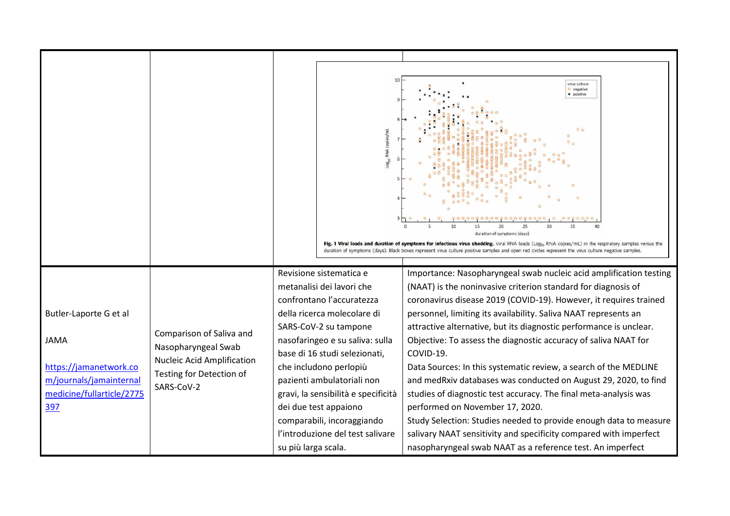| | | | |
|---|---|---|---|
| | | | Fig. 1 Viral loads and duration of symptoms for infectious virus shedding. Viral RNA loads ($Log_{10}$ RNA copies/mL) in the respiratory samples versus the duration of symptoms (days). Black boxes represent virus culture positive samples and open red circles represent the virus culture negative samples. |
| Butler-Laporte G et al<br><br>JAMA<br><br>[https://jamanetwork.com/journals/jamainternalmedicine/fullarticle/2775397](https://jamanetwork.com/journals/jamainternalmedicine/fullarticle/2775397) | Comparison of Saliva and Nasopharyngeal Swab Nucleic Acid Amplification Testing for Detection of SARS-CoV-2 | Revisione sistematica e metanalisi dei lavori che confrontano l'accuratezza della ricerca molecolare di SARS-CoV-2 su tampone nasofaringeo e su saliva: sulla base di 16 studi selezionati, che includono perlopiù pazienti ambulatoriali non gravi, la sensibilità e specificità dei due test appaiono comparabili, incoraggiando l'introduzione del test salivare su più larga scala. | Importance: Nasopharyngeal swab nucleic acid amplification testing (NAAT) is the noninvasive criterion standard for diagnosis of coronavirus disease 2019 (COVID-19). However, it requires trained personnel, limiting its availability. Saliva NAAT represents an attractive alternative, but its diagnostic performance is unclear.<br>Objective: To assess the diagnostic accuracy of saliva NAAT for COVID-19.<br>Data Sources: In this systematic review, a search of the MEDLINE and medRxiv databases was conducted on August 29, 2020, to find studies of diagnostic test accuracy. The final meta-analysis was performed on November 17, 2020.<br>Study Selection: Studies needed to provide enough data to measure salivary NAAT sensitivity and specificity compared with imperfect nasopharyngeal swab NAAT as a reference test. An imperfect |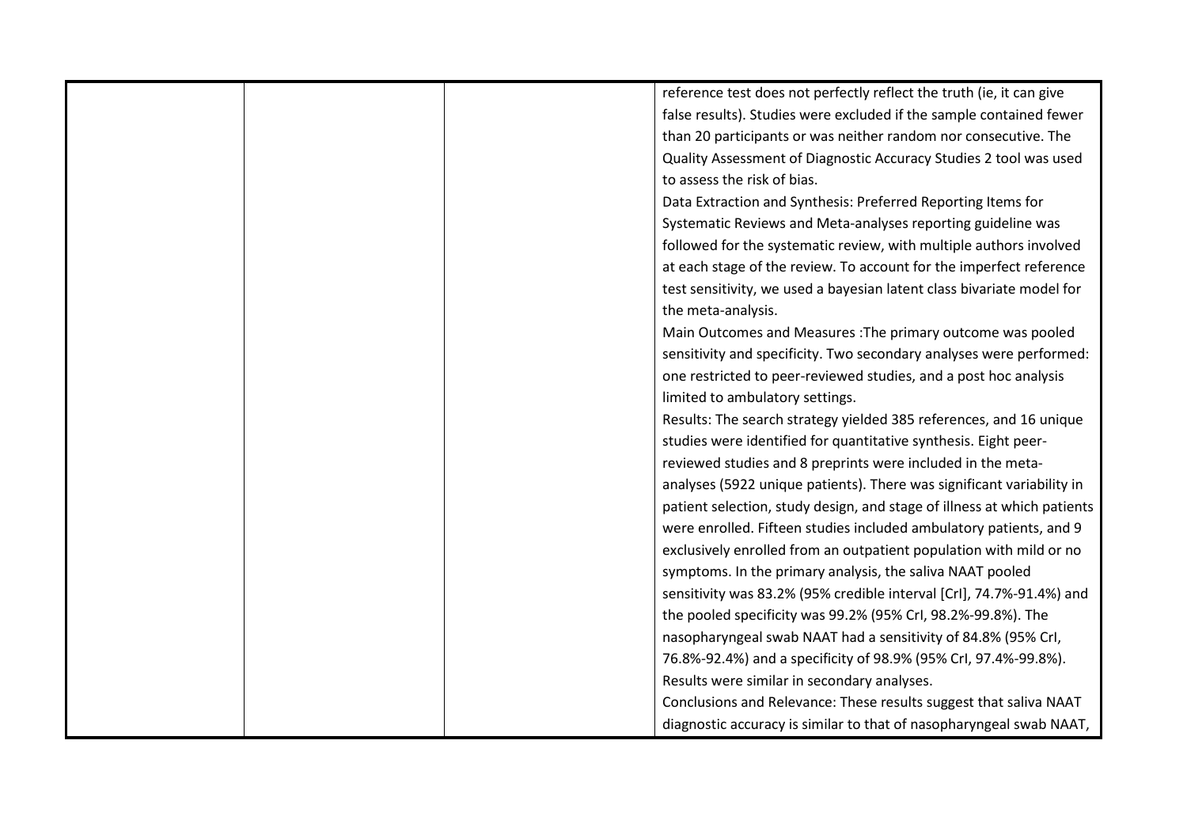| | | | |
|---|---|---|---|
| | | | reference test does not perfectly reflect the truth (ie, it can give false results). Studies were excluded if the sample contained fewer than 20 participants or was neither random nor consecutive. The Quality Assessment of Diagnostic Accuracy Studies 2 tool was used to assess the risk of bias.<br>Data Extraction and Synthesis: Preferred Reporting Items for Systematic Reviews and Meta-analyses reporting guideline was followed for the systematic review, with multiple authors involved at each stage of the review. To account for the imperfect reference test sensitivity, we used a bayesian latent class bivariate model for the meta-analysis.<br>Main Outcomes and Measures :The primary outcome was pooled sensitivity and specificity. Two secondary analyses were performed: one restricted to peer-reviewed studies, and a post hoc analysis limited to ambulatory settings.<br>Results: The search strategy yielded 385 references, and 16 unique studies were identified for quantitative synthesis. Eight peer-reviewed studies and 8 preprints were included in the meta-analyses (5922 unique patients). There was significant variability in patient selection, study design, and stage of illness at which patients were enrolled. Fifteen studies included ambulatory patients, and 9 exclusively enrolled from an outpatient population with mild or no symptoms. In the primary analysis, the saliva NAAT pooled sensitivity was 83.2% (95% credible interval [CrI], 74.7%-91.4%) and the pooled specificity was 99.2% (95% CrI, 98.2%-99.8%). The nasopharyngeal swab NAAT had a sensitivity of 84.8% (95% CrI, 76.8%-92.4%) and a specificity of 98.9% (95% CrI, 97.4%-99.8%). Results were similar in secondary analyses.<br>Conclusions and Relevance: These results suggest that saliva NAAT diagnostic accuracy is similar to that of nasopharyngeal swab NAAT, |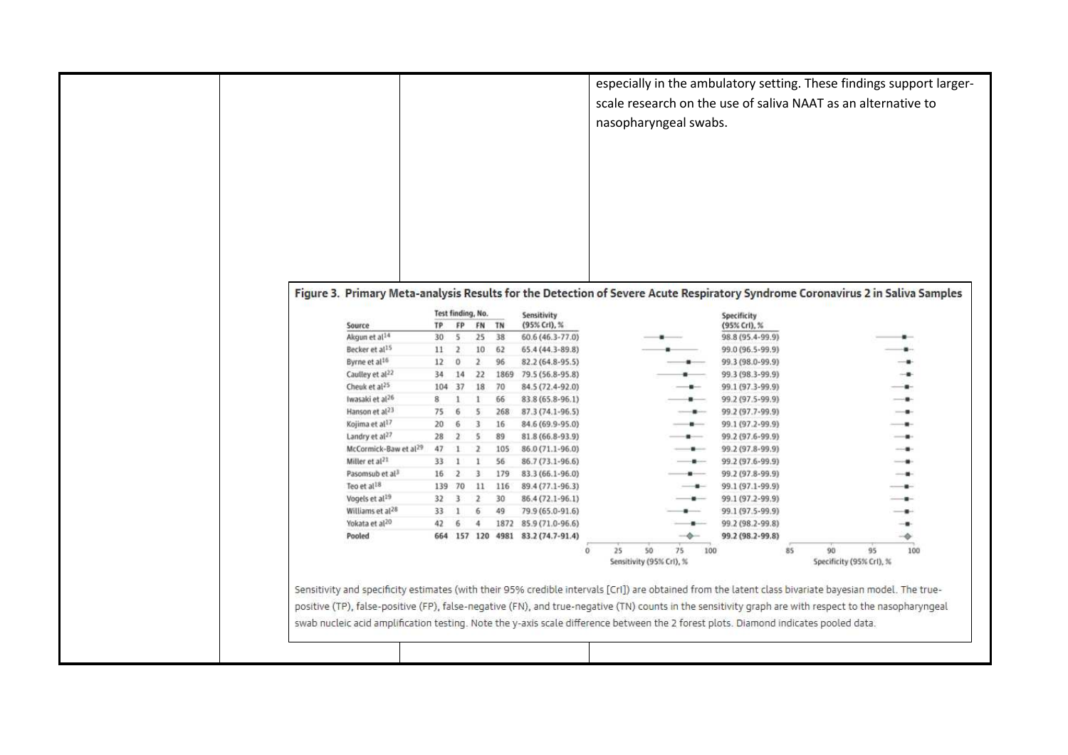especially in the ambulatory setting. These findings support larger-scale research on the use of saliva NAAT as an alternative to nasopharyngeal swabs.

**Figure 3. Primary Meta-analysis Results for the Detection of Severe Acute Respiratory Syndrome Coronavirus 2 in Saliva Samples**

| Source | Test finding, No. TP | FP | FN | TN | Sensitivity (95% CrI), % | Specificity (95% CrI), % |
|---|---|---|---|---|---|---|
| Akgun et al[14] | 30 | 5 | 25 | 38 | 60.6 (46.3-77.0) | 98.8 (95.4-99.9) |
| Becker et al[15] | 11 | 2 | 10 | 62 | 65.4 (44.3-89.8) | 99.0 (96.5-99.9) |
| Byrne et al[16] | 12 | 0 | 2 | 96 | 82.2 (64.8-95.5) | 99.3 (98.0-99.9) |
| Caulley et al[22] | 34 | 14 | 22 | 1869 | 79.5 (56.8-95.8) | 99.3 (98.3-99.9) |
| Cheuk et al[25] | 104 | 37 | 18 | 70 | 84.5 (72.4-92.0) | 99.1 (97.3-99.9) |
| Iwasaki et al[26] | 8 | 1 | 1 | 66 | 83.8 (65.8-96.1) | 99.2 (97.5-99.9) |
| Hanson et al[23] | 75 | 6 | 5 | 268 | 87.3 (74.1-96.5) | 99.2 (97.7-99.9) |
| Kojima et al[17] | 20 | 6 | 3 | 16 | 84.6 (69.9-95.0) | 99.1 (97.2-99.9) |
| Landry et al[27] | 28 | 2 | 5 | 89 | 81.8 (66.8-93.9) | 99.2 (97.6-99.9) |
| McCormick-Baw et al[29] | 47 | 1 | 2 | 105 | 86.0 (71.1-96.0) | 99.2 (97.8-99.9) |
| Miller et al[21] | 33 | 1 | 1 | 56 | 86.7 (73.1-96.6) | 99.2 (97.6-99.9) |
| Pasomsub et al[3] | 16 | 2 | 3 | 179 | 83.3 (66.1-96.0) | 99.2 (97.8-99.9) |
| Teo et al[18] | 139 | 70 | 11 | 116 | 89.4 (77.1-96.3) | 99.1 (97.1-99.9) |
| Vogels et al[19] | 32 | 3 | 2 | 30 | 86.4 (72.1-96.1) | 99.1 (97.2-99.9) |
| Williams et al[28] | 33 | 1 | 6 | 49 | 79.9 (65.0-91.6) | 99.1 (97.5-99.9) |
| Yokata et al[20] | 42 | 6 | 4 | 1872 | 85.9 (71.0-96.6) | 99.2 (98.2-99.8) |
| **Pooled** | **664** | **157** | **120** | **4981** | **83.2 (74.7-91.4)** | **99.2 (98.2-99.8)** |

Sensitivity and specificity estimates (with their 95% credible intervals [CrI]) are obtained from the latent class bivariate bayesian model. The true-positive (TP), false-positive (FP), false-negative (FN), and true-negative (TN) counts in the sensitivity graph are with respect to the nasopharyngeal swab nucleic acid amplification testing. Note the y-axis scale difference between the 2 forest plots. Diamond indicates pooled data.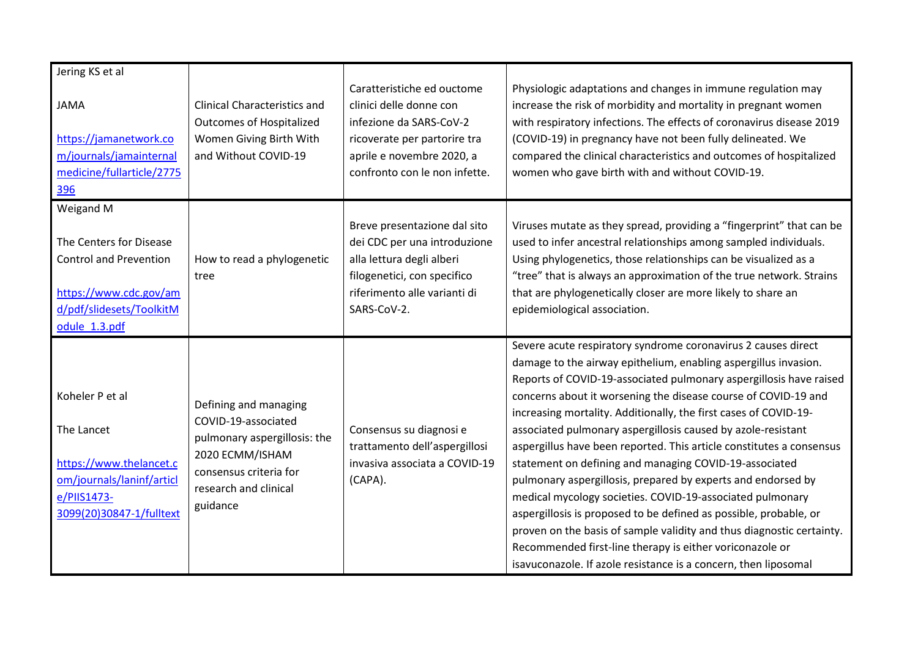| | | | |
|---|---|---|---|
| Jering KS et al<br><br>JAMA<br><br>https://jamanetwork.com/journals/jamainternalmedicine/fullarticle/2775396 | Clinical Characteristics and Outcomes of Hospitalized Women Giving Birth With and Without COVID-19 | Caratteristiche ed ouctome clinici delle donne con infezione da SARS-CoV-2 ricoverate per partorire tra aprile e novembre 2020, a confronto con le non infette. | Physiologic adaptations and changes in immune regulation may increase the risk of morbidity and mortality in pregnant women with respiratory infections. The effects of coronavirus disease 2019 (COVID-19) in pregnancy have not been fully delineated. We compared the clinical characteristics and outcomes of hospitalized women who gave birth with and without COVID-19. |
| Weigand M<br><br>The Centers for Disease Control and Prevention<br><br>https://www.cdc.gov/amd/pdf/slidesets/ToolkitModule_1.3.pdf | How to read a phylogenetic tree | Breve presentazione dal sito dei CDC per una introduzione alla lettura degli alberi filogenetici, con specifico riferimento alle varianti di SARS-CoV-2. | Viruses mutate as they spread, providing a "fingerprint" that can be used to infer ancestral relationships among sampled individuals. Using phylogenetics, those relationships can be visualized as a "tree" that is always an approximation of the true network. Strains that are phylogenetically closer are more likely to share an epidemiological association. |
| Koheler P et al<br><br>The Lancet<br><br>https://www.thelancet.com/journals/laninf/article/PIIS1473-3099(20)30847-1/fulltext | Defining and managing COVID-19-associated pulmonary aspergillosis: the 2020 ECMM/ISHAM consensus criteria for research and clinical guidance | Consensus su diagnosi e trattamento dell'aspergillosi invasiva associata a COVID-19 (CAPA). | Severe acute respiratory syndrome coronavirus 2 causes direct damage to the airway epithelium, enabling aspergillus invasion. Reports of COVID-19-associated pulmonary aspergillosis have raised concerns about it worsening the disease course of COVID-19 and increasing mortality. Additionally, the first cases of COVID-19-associated pulmonary aspergillosis caused by azole-resistant aspergillus have been reported. This article constitutes a consensus statement on defining and managing COVID-19-associated pulmonary aspergillosis, prepared by experts and endorsed by medical mycology societies. COVID-19-associated pulmonary aspergillosis is proposed to be defined as possible, probable, or proven on the basis of sample validity and thus diagnostic certainty. Recommended first-line therapy is either voriconazole or isavuconazole. If azole resistance is a concern, then liposomal |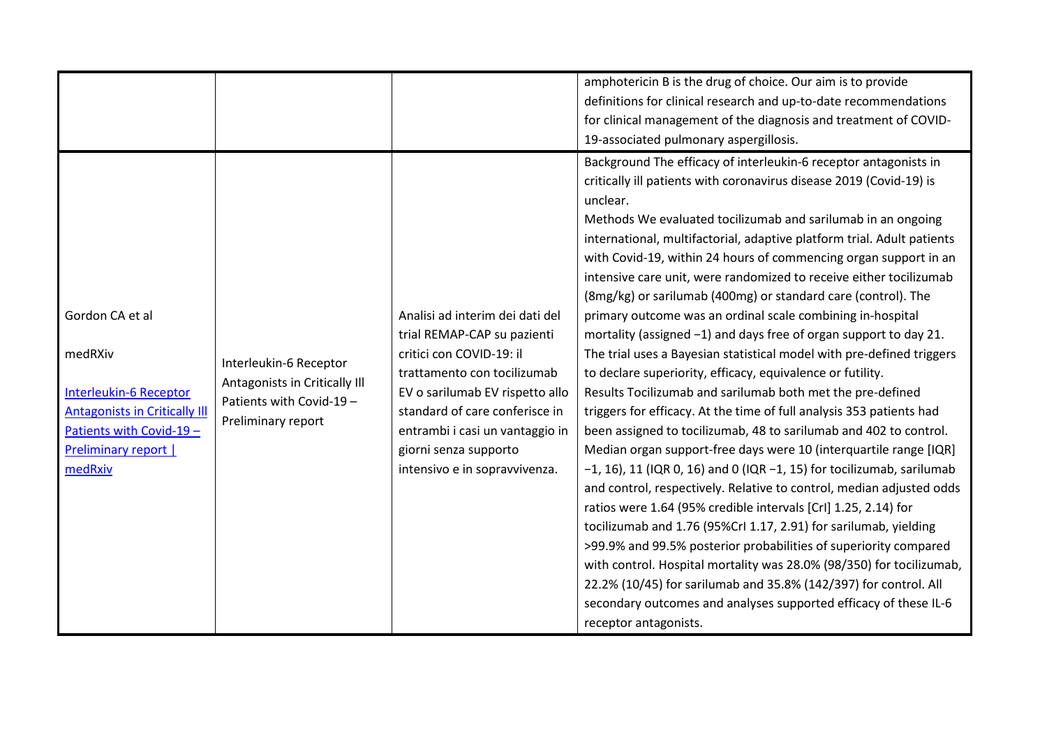| | | | |
|---|---|---|---|
| | | | amphotericin B is the drug of choice. Our aim is to provide definitions for clinical research and up-to-date recommendations for clinical management of the diagnosis and treatment of COVID-19-associated pulmonary aspergillosis. |
| Gordon CA et al<br><br>medRXiv<br><br>[Interleukin-6 Receptor Antagonists in Critically Ill Patients with Covid-19 – Preliminary report \| medRxiv]() | Interleukin-6 Receptor Antagonists in Critically Ill Patients with Covid-19 – Preliminary report | Analisi ad interim dei dati del trial REMAP-CAP su pazienti critici con COVID-19: il trattamento con tocilizumab EV o sarilumab EV rispetto allo standard of care conferisce in entrambi i casi un vantaggio in giorni senza supporto intensivo e in sopravvivenza. | Background The efficacy of interleukin-6 receptor antagonists in critically ill patients with coronavirus disease 2019 (Covid-19) is unclear.<br>Methods We evaluated tocilizumab and sarilumab in an ongoing international, multifactorial, adaptive platform trial. Adult patients with Covid-19, within 24 hours of commencing organ support in an intensive care unit, were randomized to receive either tocilizumab (8mg/kg) or sarilumab (400mg) or standard care (control). The primary outcome was an ordinal scale combining in-hospital mortality (assigned −1) and days free of organ support to day 21. The trial uses a Bayesian statistical model with pre-defined triggers to declare superiority, efficacy, equivalence or futility.<br>Results Tocilizumab and sarilumab both met the pre-defined triggers for efficacy. At the time of full analysis 353 patients had been assigned to tocilizumab, 48 to sarilumab and 402 to control. Median organ support-free days were 10 (interquartile range [IQR] −1, 16), 11 (IQR 0, 16) and 0 (IQR −1, 15) for tocilizumab, sarilumab and control, respectively. Relative to control, median adjusted odds ratios were 1.64 (95% credible intervals [CrI] 1.25, 2.14) for tocilizumab and 1.76 (95%CrI 1.17, 2.91) for sarilumab, yielding >99.9% and 99.5% posterior probabilities of superiority compared with control. Hospital mortality was 28.0% (98/350) for tocilizumab, 22.2% (10/45) for sarilumab and 35.8% (142/397) for control. All secondary outcomes and analyses supported efficacy of these IL-6 receptor antagonists. |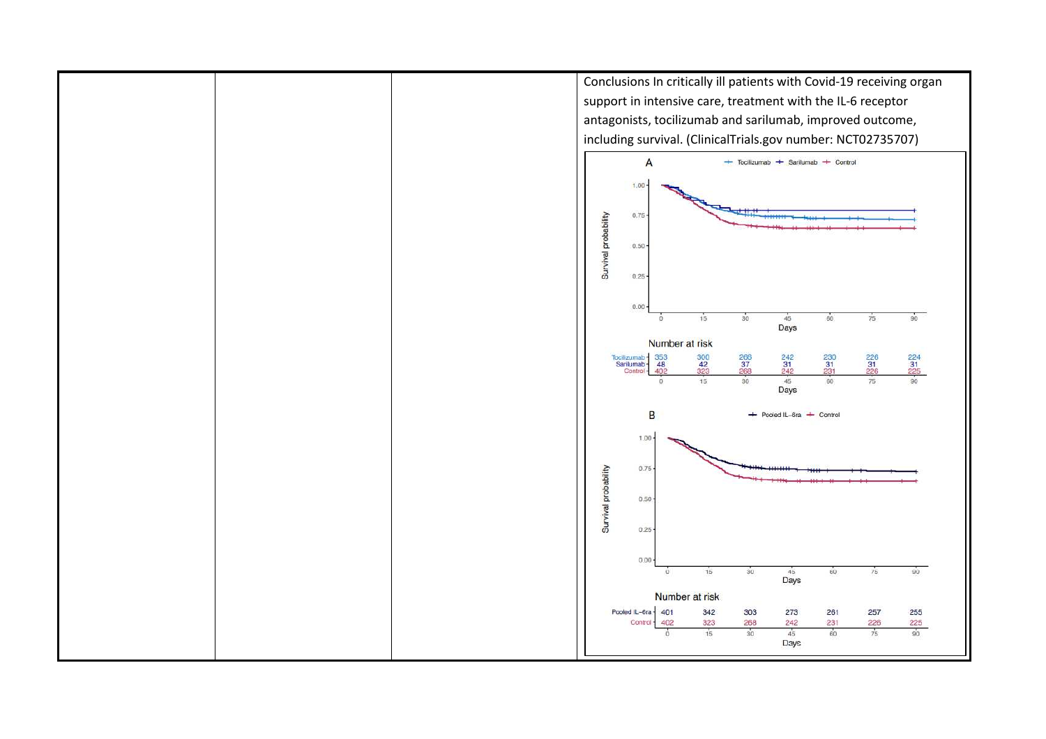| | | | Conclusions In critically ill patients with Covid-19 receiving organ support in intensive care, treatment with the IL-6 receptor antagonists, tocilizumab and sarilumab, improved outcome, including survival. (ClinicalTrials.gov number: NCT02735707) |
|---|---|---|---|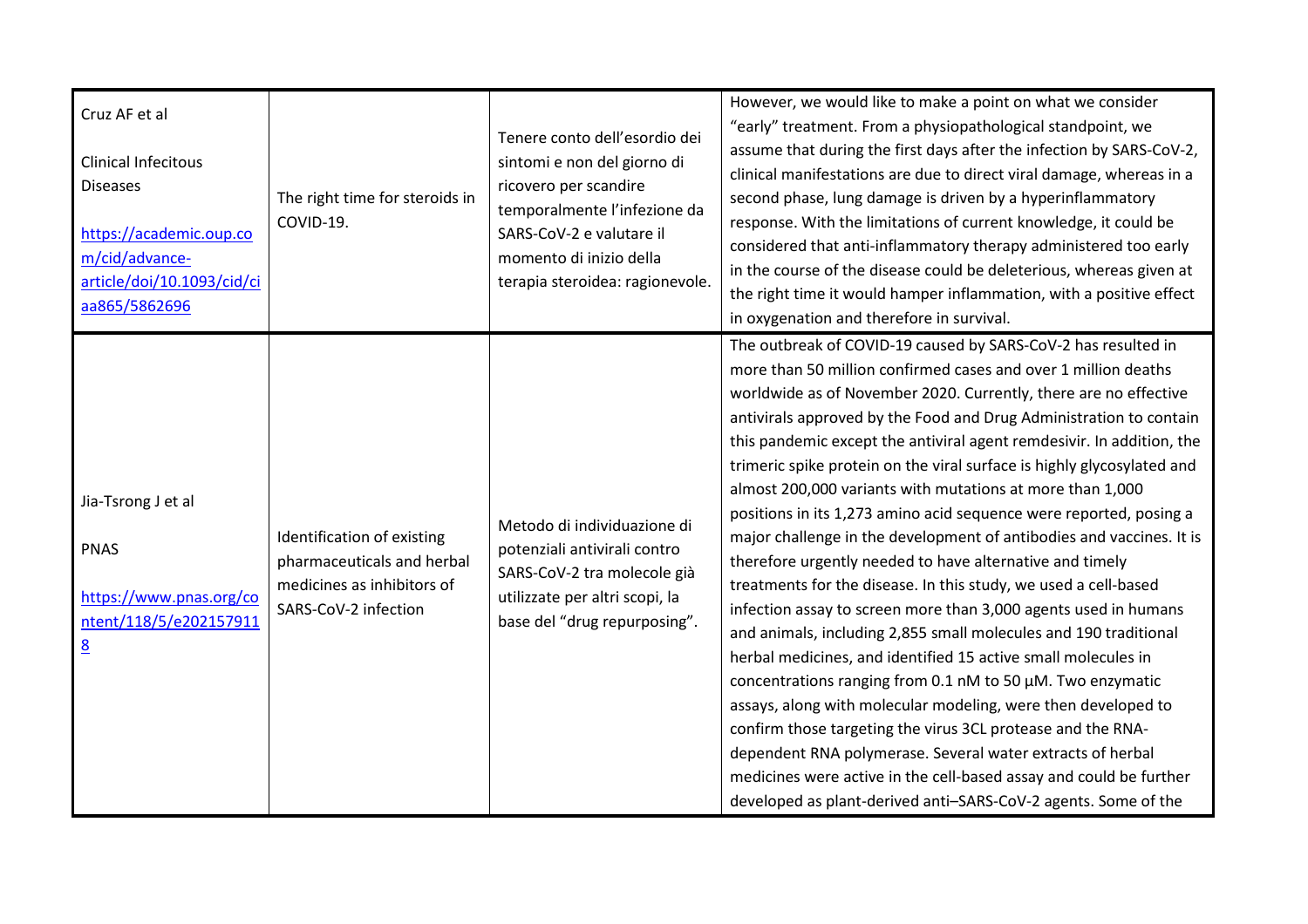| | | | |
|---|---|---|---|
| Cruz AF et al<br><br>Clinical Infecitous Diseases<br><br>[https://academic.oup.com/cid/advance-article/doi/10.1093/cid/ciaa865/5862696](https://academic.oup.com/cid/advance-article/doi/10.1093/cid/ciaa865/5862696) | The right time for steroids in COVID-19. | Tenere conto dell'esordio dei sintomi e non del giorno di ricovero per scandire temporalmente l'infezione da SARS-CoV-2 e valutare il momento di inizio della terapia steroidea: ragionevole. | However, we would like to make a point on what we consider "early" treatment. From a physiopathological standpoint, we assume that during the first days after the infection by SARS-CoV-2, clinical manifestations are due to direct viral damage, whereas in a second phase, lung damage is driven by a hyperinflammatory response. With the limitations of current knowledge, it could be considered that anti-inflammatory therapy administered too early in the course of the disease could be deleterious, whereas given at the right time it would hamper inflammation, with a positive effect in oxygenation and therefore in survival. |
| Jia-Tsrong J et al<br><br>PNAS<br><br>[https://www.pnas.org/content/118/5/e2021579118](https://www.pnas.org/content/118/5/e2021579118) | Identification of existing pharmaceuticals and herbal medicines as inhibitors of SARS-CoV-2 infection | Metodo di individuazione di potenziali antivirali contro SARS-CoV-2 tra molecole già utilizzate per altri scopi, la base del "drug repurposing". | The outbreak of COVID-19 caused by SARS-CoV-2 has resulted in more than 50 million confirmed cases and over 1 million deaths worldwide as of November 2020. Currently, there are no effective antivirals approved by the Food and Drug Administration to contain this pandemic except the antiviral agent remdesivir. In addition, the trimeric spike protein on the viral surface is highly glycosylated and almost 200,000 variants with mutations at more than 1,000 positions in its 1,273 amino acid sequence were reported, posing a major challenge in the development of antibodies and vaccines. It is therefore urgently needed to have alternative and timely treatments for the disease. In this study, we used a cell-based infection assay to screen more than 3,000 agents used in humans and animals, including 2,855 small molecules and 190 traditional herbal medicines, and identified 15 active small molecules in concentrations ranging from 0.1 nM to 50 µM. Two enzymatic assays, along with molecular modeling, were then developed to confirm those targeting the virus 3CL protease and the RNA-dependent RNA polymerase. Several water extracts of herbal medicines were active in the cell-based assay and could be further developed as plant-derived anti–SARS-CoV-2 agents. Some of the |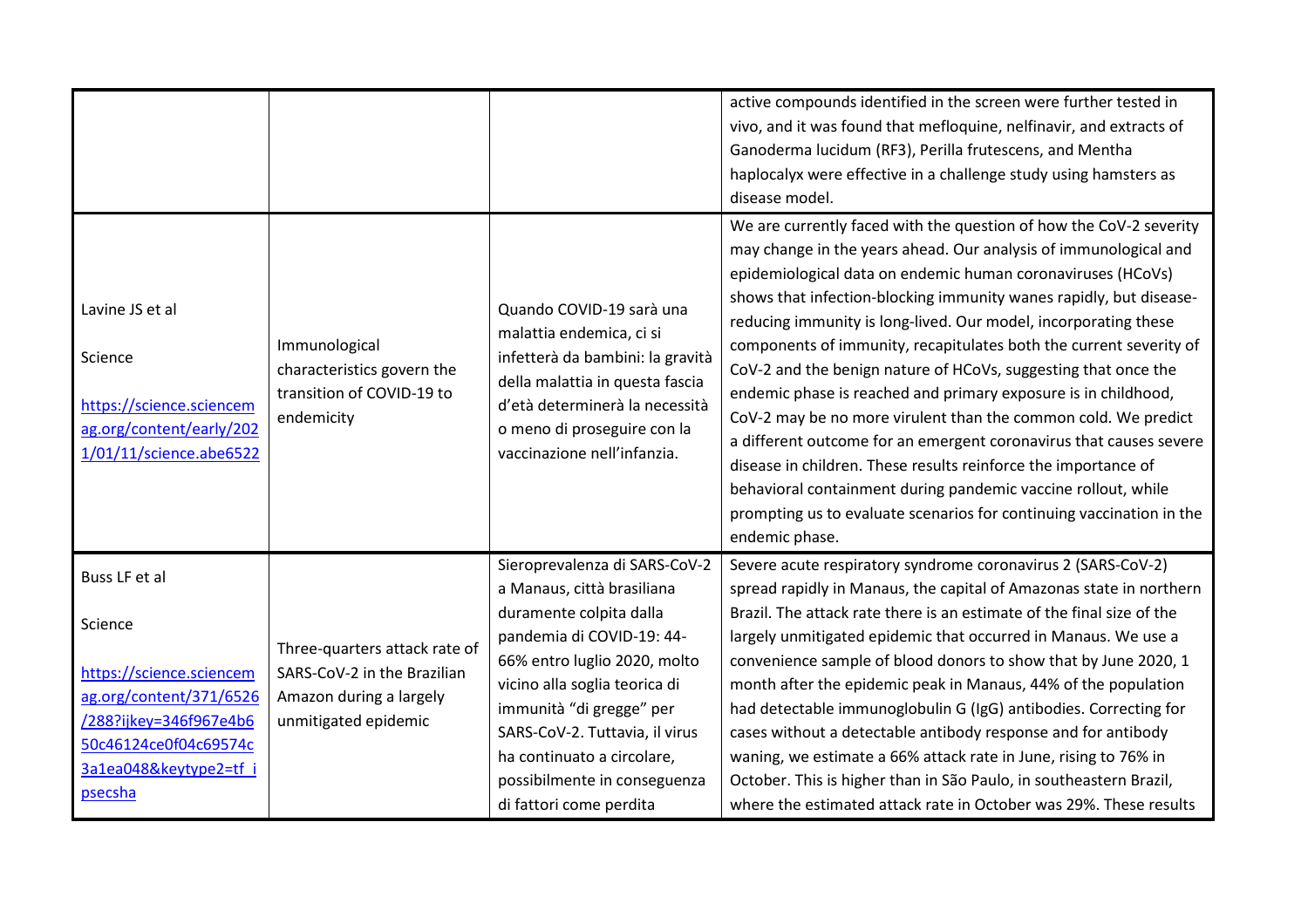|  |  |  |  |
|---|---|---|---|
|  |  |  | active compounds identified in the screen were further tested in vivo, and it was found that mefloquine, nelfinavir, and extracts of Ganoderma lucidum (RF3), Perilla frutescens, and Mentha haplocalyx were effective in a challenge study using hamsters as disease model. |
| Lavine JS et al<br><br>Science<br><br>https://science.sciencemag.org/content/early/2021/01/11/science.abe6522 | Immunological characteristics govern the transition of COVID-19 to endemicity | Quando COVID-19 sarà una malattia endemica, ci si infetterà da bambini: la gravità della malattia in questa fascia d'età determinerà la necessità o meno di proseguire con la vaccinazione nell'infanzia. | We are currently faced with the question of how the CoV-2 severity may change in the years ahead. Our analysis of immunological and epidemiological data on endemic human coronaviruses (HCoVs) shows that infection-blocking immunity wanes rapidly, but disease-reducing immunity is long-lived. Our model, incorporating these components of immunity, recapitulates both the current severity of CoV-2 and the benign nature of HCoVs, suggesting that once the endemic phase is reached and primary exposure is in childhood, CoV-2 may be no more virulent than the common cold. We predict a different outcome for an emergent coronavirus that causes severe disease in children. These results reinforce the importance of behavioral containment during pandemic vaccine rollout, while prompting us to evaluate scenarios for continuing vaccination in the endemic phase. |
| Buss LF et al<br><br>Science<br><br>https://science.sciencemag.org/content/371/6526/288?ijkey=346f967e4b650c46124ce0f04c69574c3a1ea048&keytype2=tf_ipsecsha | Three-quarters attack rate of SARS-CoV-2 in the Brazilian Amazon during a largely unmitigated epidemic | Sieroprevalenza di SARS-CoV-2 a Manaus, città brasiliana duramente colpita dalla pandemia di COVID-19: 44-66% entro luglio 2020, molto vicino alla soglia teorica di immunità "di gregge" per SARS-CoV-2. Tuttavia, il virus ha continuato a circolare, possibilmente in conseguenza di fattori come perdita | Severe acute respiratory syndrome coronavirus 2 (SARS-CoV-2) spread rapidly in Manaus, the capital of Amazonas state in northern Brazil. The attack rate there is an estimate of the final size of the largely unmitigated epidemic that occurred in Manaus. We use a convenience sample of blood donors to show that by June 2020, 1 month after the epidemic peak in Manaus, 44% of the population had detectable immunoglobulin G (IgG) antibodies. Correcting for cases without a detectable antibody response and for antibody waning, we estimate a 66% attack rate in June, rising to 76% in October. This is higher than in São Paulo, in southeastern Brazil, where the estimated attack rate in October was 29%. These results |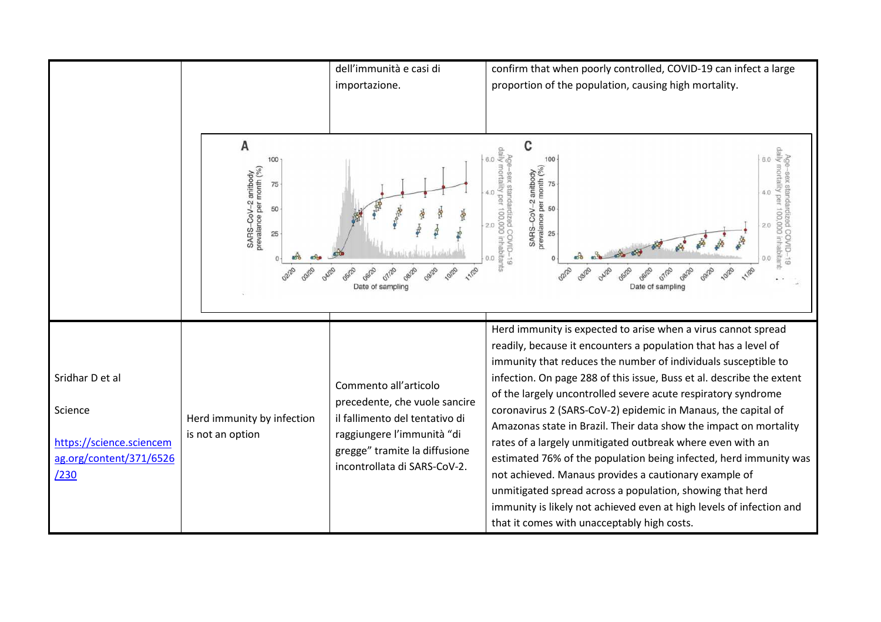| | | | |
|---|---|---|---|
| | | dell'immunità e casi di importazione. | confirm that when poorly controlled, COVID-19 can infect a large proportion of the population, causing high mortality. |

A

SARS–CoV–2 anitbody prevalance per month (%)

100
75
50
25
0

02/20 03/20 04/20 05/20 06/20 07/20 08/20 09/20 10/20 11/20

Date of sampling

Age–sex standardized COVID–19 daily mortality per 100,000 inhabitants

6.0
4.0
2.0
0.0

C

SARS–CoV–2 anitbody prevalance per month (%)

100
75
50
25
0

02/20 03/20 04/20 05/20 06/20 07/20 08/20 09/20 10/20 11/20

Date of sampling

Age–sex standardized COVID–19 daily mortality per 100,000 inhabitants

6.0
4.0
2.0
0.0

| | | | |
|---|---|---|---|
| Sridhar D et al<br><br>Science<br><br>https://science.sciencemag.org/content/371/6526/230 | Herd immunity by infection is not an option | Commento all'articolo precedente, che vuole sancire il fallimento del tentativo di raggiungere l'immunità "di gregge" tramite la diffusione incontrollata di SARS-CoV-2. | Herd immunity is expected to arise when a virus cannot spread readily, because it encounters a population that has a level of immunity that reduces the number of individuals susceptible to infection. On page 288 of this issue, Buss et al. describe the extent of the largely uncontrolled severe acute respiratory syndrome coronavirus 2 (SARS-CoV-2) epidemic in Manaus, the capital of Amazonas state in Brazil. Their data show the impact on mortality rates of a largely unmitigated outbreak where even with an estimated 76% of the population being infected, herd immunity was not achieved. Manaus provides a cautionary example of unmitigated spread across a population, showing that herd immunity is likely not achieved even at high levels of infection and that it comes with unacceptably high costs. |